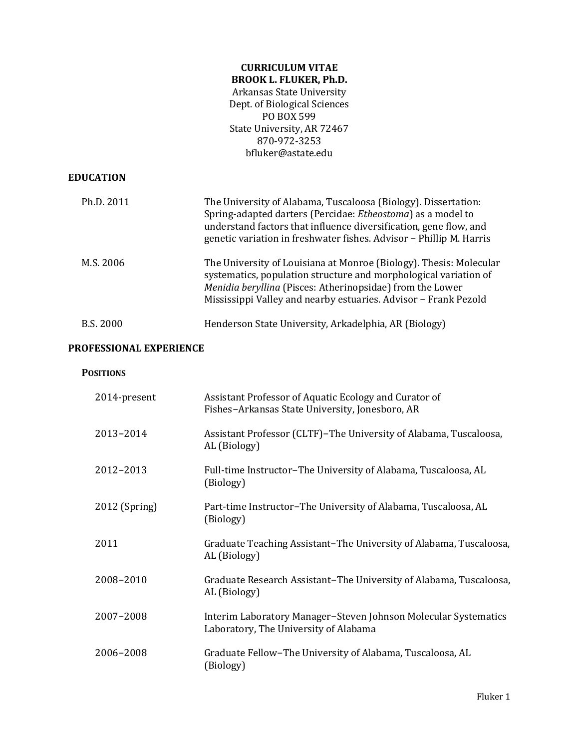**CURRICULUM VITAE**
**BROOK L. FLUKER, Ph.D.**
Arkansas State University
Dept. of Biological Sciences
PO BOX 599
State University, AR 72467
870-972-3253
bfluker@astate.edu

## EDUCATION

| | |
|---|---|
| Ph.D. 2011 | The University of Alabama, Tuscaloosa (Biology). Dissertation: Spring-adapted darters (Percidae: *Etheostoma*) as a model to understand factors that influence diversification, gene flow, and genetic variation in freshwater fishes. Advisor – Phillip M. Harris |
| M.S. 2006 | The University of Louisiana at Monroe (Biology). Thesis: Molecular systematics, population structure and morphological variation of *Menidia beryllina* (Pisces: Atherinopsidae) from the Lower Mississippi Valley and nearby estuaries. Advisor – Frank Pezold |
| B.S. 2000 | Henderson State University, Arkadelphia, AR (Biology) |

## PROFESSIONAL EXPERIENCE

### POSITIONS

| | |
|---|---|
| 2014-present | Assistant Professor of Aquatic Ecology and Curator of Fishes–Arkansas State University, Jonesboro, AR |
| 2013–2014 | Assistant Professor (CLTF)–The University of Alabama, Tuscaloosa, AL (Biology) |
| 2012–2013 | Full-time Instructor–The University of Alabama, Tuscaloosa, AL (Biology) |
| 2012 (Spring) | Part-time Instructor–The University of Alabama, Tuscaloosa, AL (Biology) |
| 2011 | Graduate Teaching Assistant–The University of Alabama, Tuscaloosa, AL (Biology) |
| 2008–2010 | Graduate Research Assistant–The University of Alabama, Tuscaloosa, AL (Biology) |
| 2007–2008 | Interim Laboratory Manager–Steven Johnson Molecular Systematics Laboratory, The University of Alabama |
| 2006–2008 | Graduate Fellow–The University of Alabama, Tuscaloosa, AL (Biology) |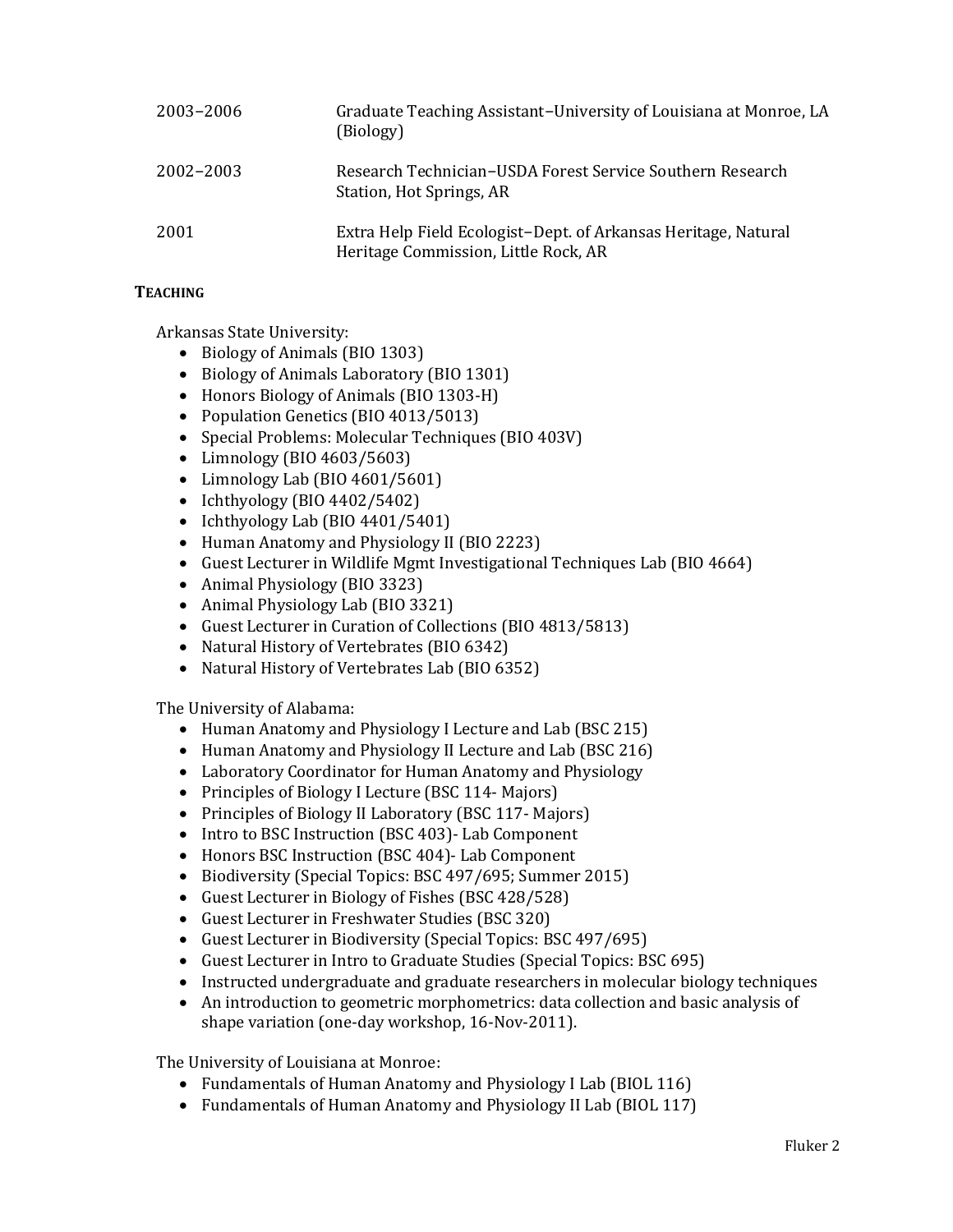| | |
|---|---|
| 2003–2006 | Graduate Teaching Assistant–University of Louisiana at Monroe, LA (Biology) |
| 2002–2003 | Research Technician–USDA Forest Service Southern Research Station, Hot Springs, AR |
| 2001 | Extra Help Field Ecologist–Dept. of Arkansas Heritage, Natural Heritage Commission, Little Rock, AR |

**TEACHING**

Arkansas State University:

- Biology of Animals (BIO 1303)
- Biology of Animals Laboratory (BIO 1301)
- Honors Biology of Animals (BIO 1303-H)
- Population Genetics (BIO 4013/5013)
- Special Problems: Molecular Techniques (BIO 403V)
- Limnology (BIO 4603/5603)
- Limnology Lab (BIO 4601/5601)
- Ichthyology (BIO 4402/5402)
- Ichthyology Lab (BIO 4401/5401)
- Human Anatomy and Physiology II (BIO 2223)
- Guest Lecturer in Wildlife Mgmt Investigational Techniques Lab (BIO 4664)
- Animal Physiology (BIO 3323)
- Animal Physiology Lab (BIO 3321)
- Guest Lecturer in Curation of Collections (BIO 4813/5813)
- Natural History of Vertebrates (BIO 6342)
- Natural History of Vertebrates Lab (BIO 6352)

The University of Alabama:

- Human Anatomy and Physiology I Lecture and Lab (BSC 215)
- Human Anatomy and Physiology II Lecture and Lab (BSC 216)
- Laboratory Coordinator for Human Anatomy and Physiology
- Principles of Biology I Lecture (BSC 114- Majors)
- Principles of Biology II Laboratory (BSC 117- Majors)
- Intro to BSC Instruction (BSC 403)- Lab Component
- Honors BSC Instruction (BSC 404)- Lab Component
- Biodiversity (Special Topics: BSC 497/695; Summer 2015)
- Guest Lecturer in Biology of Fishes (BSC 428/528)
- Guest Lecturer in Freshwater Studies (BSC 320)
- Guest Lecturer in Biodiversity (Special Topics: BSC 497/695)
- Guest Lecturer in Intro to Graduate Studies (Special Topics: BSC 695)
- Instructed undergraduate and graduate researchers in molecular biology techniques
- An introduction to geometric morphometrics: data collection and basic analysis of shape variation (one-day workshop, 16-Nov-2011).

The University of Louisiana at Monroe:

- Fundamentals of Human Anatomy and Physiology I Lab (BIOL 116)
- Fundamentals of Human Anatomy and Physiology II Lab (BIOL 117)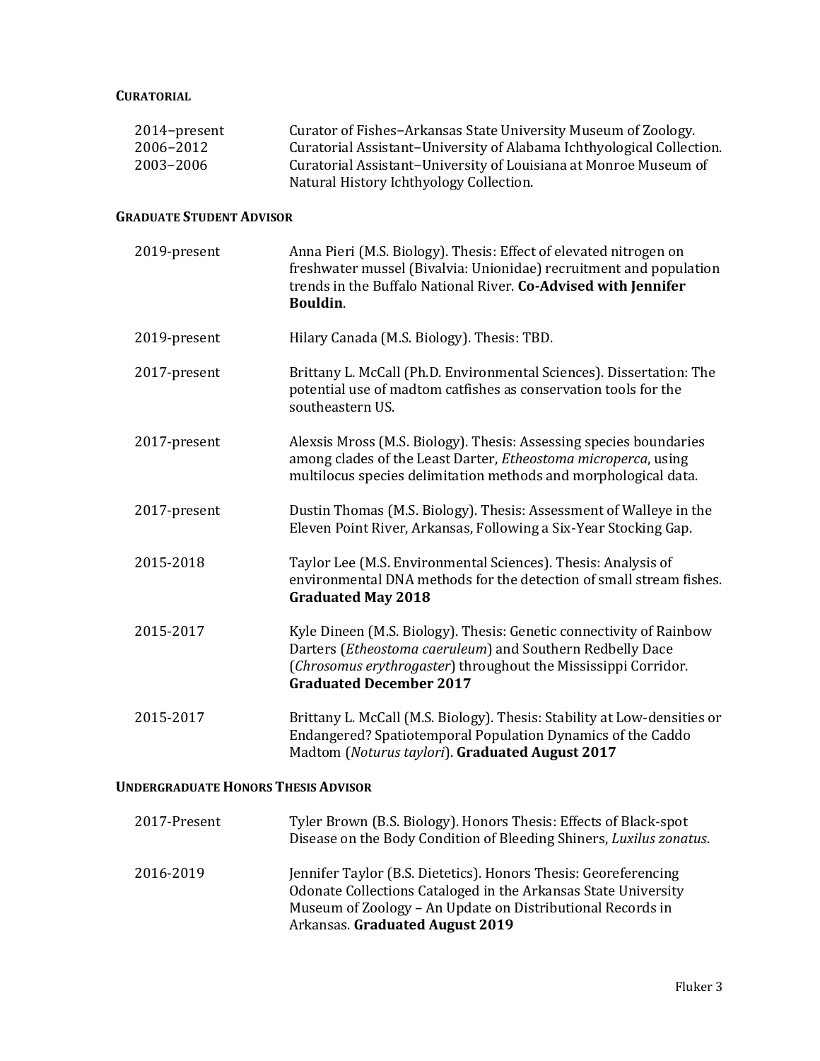## CURATORIAL

| | |
|---|---|
| 2014–present | Curator of Fishes–Arkansas State University Museum of Zoology. |
| 2006–2012 | Curatorial Assistant–University of Alabama Ichthyological Collection. |
| 2003–2006 | Curatorial Assistant–University of Louisiana at Monroe Museum of Natural History Ichthyology Collection. |

## GRADUATE STUDENT ADVISOR

| | |
|---|---|
| 2019-present | Anna Pieri (M.S. Biology). Thesis: Effect of elevated nitrogen on freshwater mussel (Bivalvia: Unionidae) recruitment and population trends in the Buffalo National River. **Co-Advised with Jennifer Bouldin**. |
| 2019-present | Hilary Canada (M.S. Biology). Thesis: TBD. |
| 2017-present | Brittany L. McCall (Ph.D. Environmental Sciences). Dissertation: The potential use of madtom catfishes as conservation tools for the southeastern US. |
| 2017-present | Alexsis Mross (M.S. Biology). Thesis: Assessing species boundaries among clades of the Least Darter, *Etheostoma microperca*, using multilocus species delimitation methods and morphological data. |
| 2017-present | Dustin Thomas (M.S. Biology). Thesis: Assessment of Walleye in the Eleven Point River, Arkansas, Following a Six-Year Stocking Gap. |
| 2015-2018 | Taylor Lee (M.S. Environmental Sciences). Thesis: Analysis of environmental DNA methods for the detection of small stream fishes. **Graduated May 2018** |
| 2015-2017 | Kyle Dineen (M.S. Biology). Thesis: Genetic connectivity of Rainbow Darters (*Etheostoma caeruleum*) and Southern Redbelly Dace (*Chrosomus erythrogaster*) throughout the Mississippi Corridor. **Graduated December 2017** |
| 2015-2017 | Brittany L. McCall (M.S. Biology). Thesis: Stability at Low-densities or Endangered? Spatiotemporal Population Dynamics of the Caddo Madtom (*Noturus taylori*). **Graduated August 2017** |

## UNDERGRADUATE HONORS THESIS ADVISOR

| | |
|---|---|
| 2017-Present | Tyler Brown (B.S. Biology). Honors Thesis: Effects of Black-spot Disease on the Body Condition of Bleeding Shiners, *Luxilus zonatus*. |
| 2016-2019 | Jennifer Taylor (B.S. Dietetics). Honors Thesis: Georeferencing Odonate Collections Cataloged in the Arkansas State University Museum of Zoology – An Update on Distributional Records in Arkansas. **Graduated August 2019** |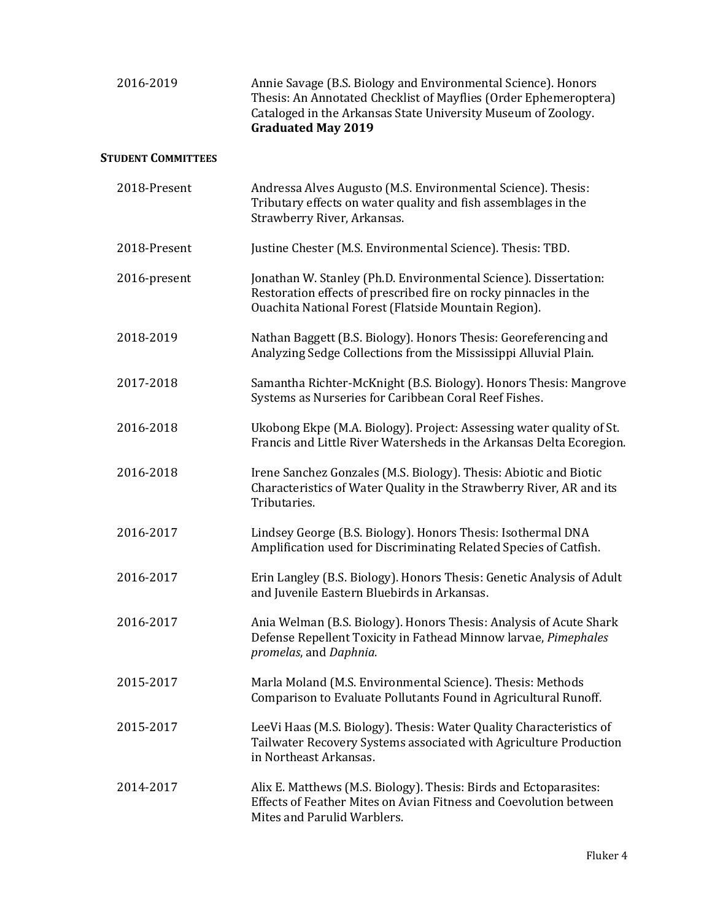2016-2019 Annie Savage (B.S. Biology and Environmental Science). Honors Thesis: An Annotated Checklist of Mayflies (Order Ephemeroptera) Cataloged in the Arkansas State University Museum of Zoology. **Graduated May 2019**

**STUDENT COMMITTEES**

2018-Present Andressa Alves Augusto (M.S. Environmental Science). Thesis: Tributary effects on water quality and fish assemblages in the Strawberry River, Arkansas.

2018-Present Justine Chester (M.S. Environmental Science). Thesis: TBD.

2016-present Jonathan W. Stanley (Ph.D. Environmental Science). Dissertation: Restoration effects of prescribed fire on rocky pinnacles in the Ouachita National Forest (Flatside Mountain Region).

2018-2019 Nathan Baggett (B.S. Biology). Honors Thesis: Georeferencing and Analyzing Sedge Collections from the Mississippi Alluvial Plain.

2017-2018 Samantha Richter-McKnight (B.S. Biology). Honors Thesis: Mangrove Systems as Nurseries for Caribbean Coral Reef Fishes.

2016-2018 Ukobong Ekpe (M.A. Biology). Project: Assessing water quality of St. Francis and Little River Watersheds in the Arkansas Delta Ecoregion.

2016-2018 Irene Sanchez Gonzales (M.S. Biology). Thesis: Abiotic and Biotic Characteristics of Water Quality in the Strawberry River, AR and its Tributaries.

2016-2017 Lindsey George (B.S. Biology). Honors Thesis: Isothermal DNA Amplification used for Discriminating Related Species of Catfish.

2016-2017 Erin Langley (B.S. Biology). Honors Thesis: Genetic Analysis of Adult and Juvenile Eastern Bluebirds in Arkansas.

2016-2017 Ania Welman (B.S. Biology). Honors Thesis: Analysis of Acute Shark Defense Repellent Toxicity in Fathead Minnow larvae, *Pimephales promelas*, and *Daphnia*.

2015-2017 Marla Moland (M.S. Environmental Science). Thesis: Methods Comparison to Evaluate Pollutants Found in Agricultural Runoff.

2015-2017 LeeVi Haas (M.S. Biology). Thesis: Water Quality Characteristics of Tailwater Recovery Systems associated with Agriculture Production in Northeast Arkansas.

2014-2017 Alix E. Matthews (M.S. Biology). Thesis: Birds and Ectoparasites: Effects of Feather Mites on Avian Fitness and Coevolution between Mites and Parulid Warblers.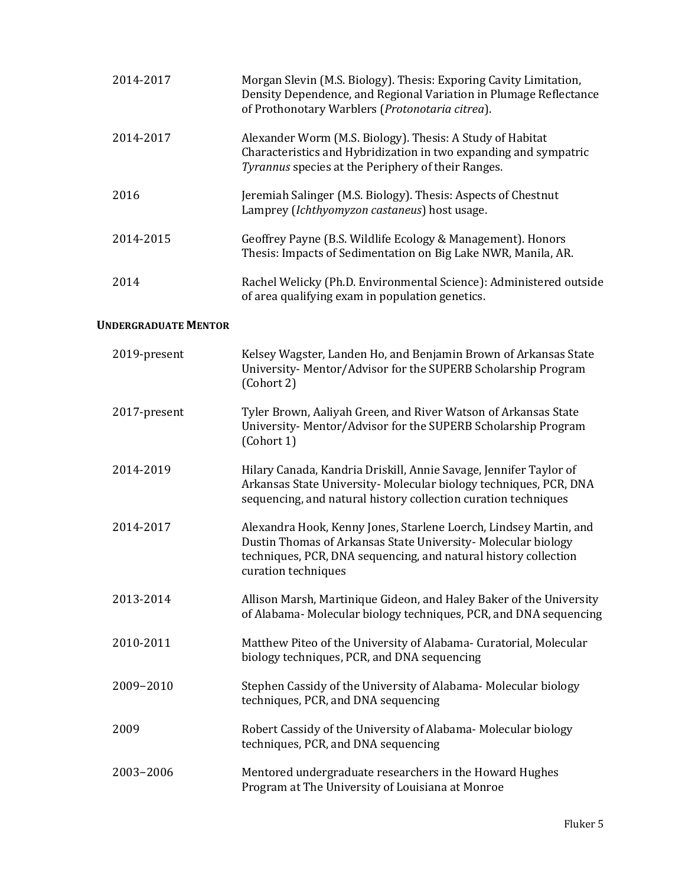| | |
|---|---|
| 2014-2017 | Morgan Slevin (M.S. Biology). Thesis: Exporing Cavity Limitation, Density Dependence, and Regional Variation in Plumage Reflectance of Prothonotary Warblers (*Protonotaria citrea*). |
| 2014-2017 | Alexander Worm (M.S. Biology). Thesis: A Study of Habitat Characteristics and Hybridization in two expanding and sympatric *Tyrannus* species at the Periphery of their Ranges. |
| 2016 | Jeremiah Salinger (M.S. Biology). Thesis: Aspects of Chestnut Lamprey (*Ichthyomyzon castaneus*) host usage. |
| 2014-2015 | Geoffrey Payne (B.S. Wildlife Ecology & Management). Honors Thesis: Impacts of Sedimentation on Big Lake NWR, Manila, AR. |
| 2014 | Rachel Welicky (Ph.D. Environmental Science): Administered outside of area qualifying exam in population genetics. |

**UNDERGRADUATE MENTOR**

| | |
|---|---|
| 2019-present | Kelsey Wagster, Landen Ho, and Benjamin Brown of Arkansas State University- Mentor/Advisor for the SUPERB Scholarship Program (Cohort 2) |
| 2017-present | Tyler Brown, Aaliyah Green, and River Watson of Arkansas State University- Mentor/Advisor for the SUPERB Scholarship Program (Cohort 1) |
| 2014-2019 | Hilary Canada, Kandria Driskill, Annie Savage, Jennifer Taylor of Arkansas State University- Molecular biology techniques, PCR, DNA sequencing, and natural history collection curation techniques |
| 2014-2017 | Alexandra Hook, Kenny Jones, Starlene Loerch, Lindsey Martin, and Dustin Thomas of Arkansas State University- Molecular biology techniques, PCR, DNA sequencing, and natural history collection curation techniques |
| 2013-2014 | Allison Marsh, Martinique Gideon, and Haley Baker of the University of Alabama- Molecular biology techniques, PCR, and DNA sequencing |
| 2010-2011 | Matthew Piteo of the University of Alabama- Curatorial, Molecular biology techniques, PCR, and DNA sequencing |
| 2009–2010 | Stephen Cassidy of the University of Alabama- Molecular biology techniques, PCR, and DNA sequencing |
| 2009 | Robert Cassidy of the University of Alabama- Molecular biology techniques, PCR, and DNA sequencing |
| 2003–2006 | Mentored undergraduate researchers in the Howard Hughes Program at The University of Louisiana at Monroe |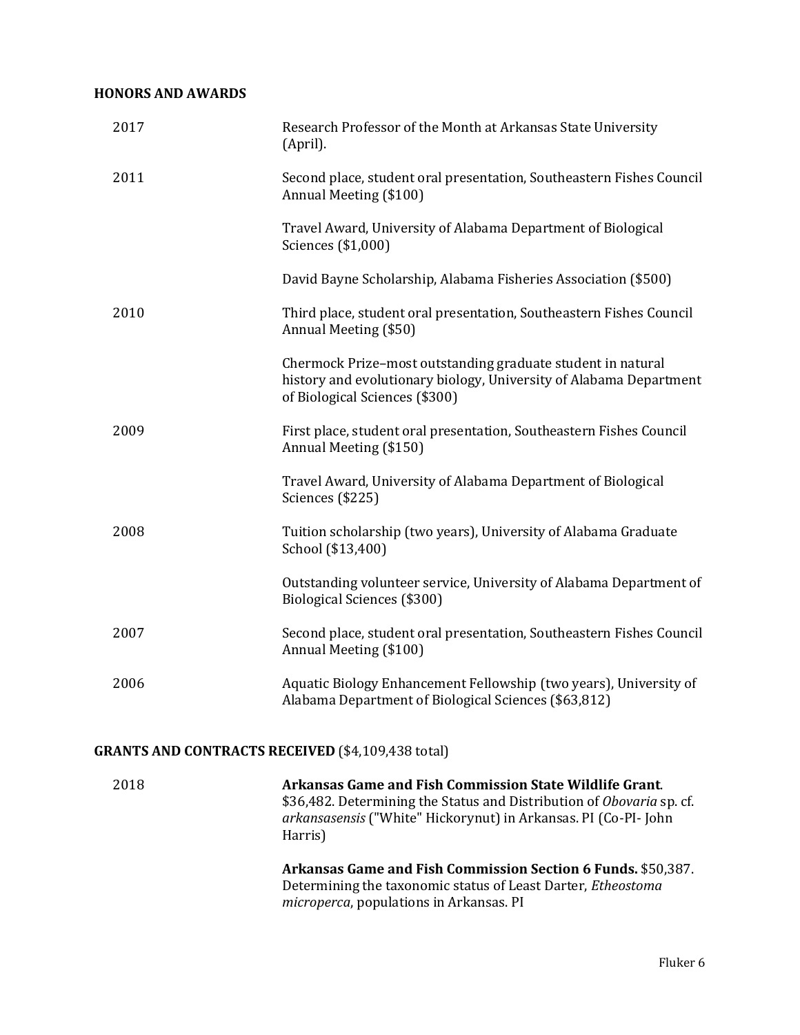## HONORS AND AWARDS

2017 Research Professor of the Month at Arkansas State University (April).

2011 Second place, student oral presentation, Southeastern Fishes Council Annual Meeting ($100)

Travel Award, University of Alabama Department of Biological Sciences ($1,000)

David Bayne Scholarship, Alabama Fisheries Association ($500)

2010 Third place, student oral presentation, Southeastern Fishes Council Annual Meeting ($50)

Chermock Prize–most outstanding graduate student in natural history and evolutionary biology, University of Alabama Department of Biological Sciences ($300)

2009 First place, student oral presentation, Southeastern Fishes Council Annual Meeting ($150)

Travel Award, University of Alabama Department of Biological Sciences ($225)

2008 Tuition scholarship (two years), University of Alabama Graduate School ($13,400)

Outstanding volunteer service, University of Alabama Department of Biological Sciences ($300)

2007 Second place, student oral presentation, Southeastern Fishes Council Annual Meeting ($100)

2006 Aquatic Biology Enhancement Fellowship (two years), University of Alabama Department of Biological Sciences ($63,812)

## GRANTS AND CONTRACTS RECEIVED ($4,109,438 total)

2018 **Arkansas Game and Fish Commission State Wildlife Grant**. $36,482. Determining the Status and Distribution of *Obovaria* sp. cf. *arkansasensis* ("White" Hickorynut) in Arkansas. PI (Co-PI- John Harris)

**Arkansas Game and Fish Commission Section 6 Funds.** $50,387. Determining the taxonomic status of Least Darter, *Etheostoma microperca*, populations in Arkansas. PI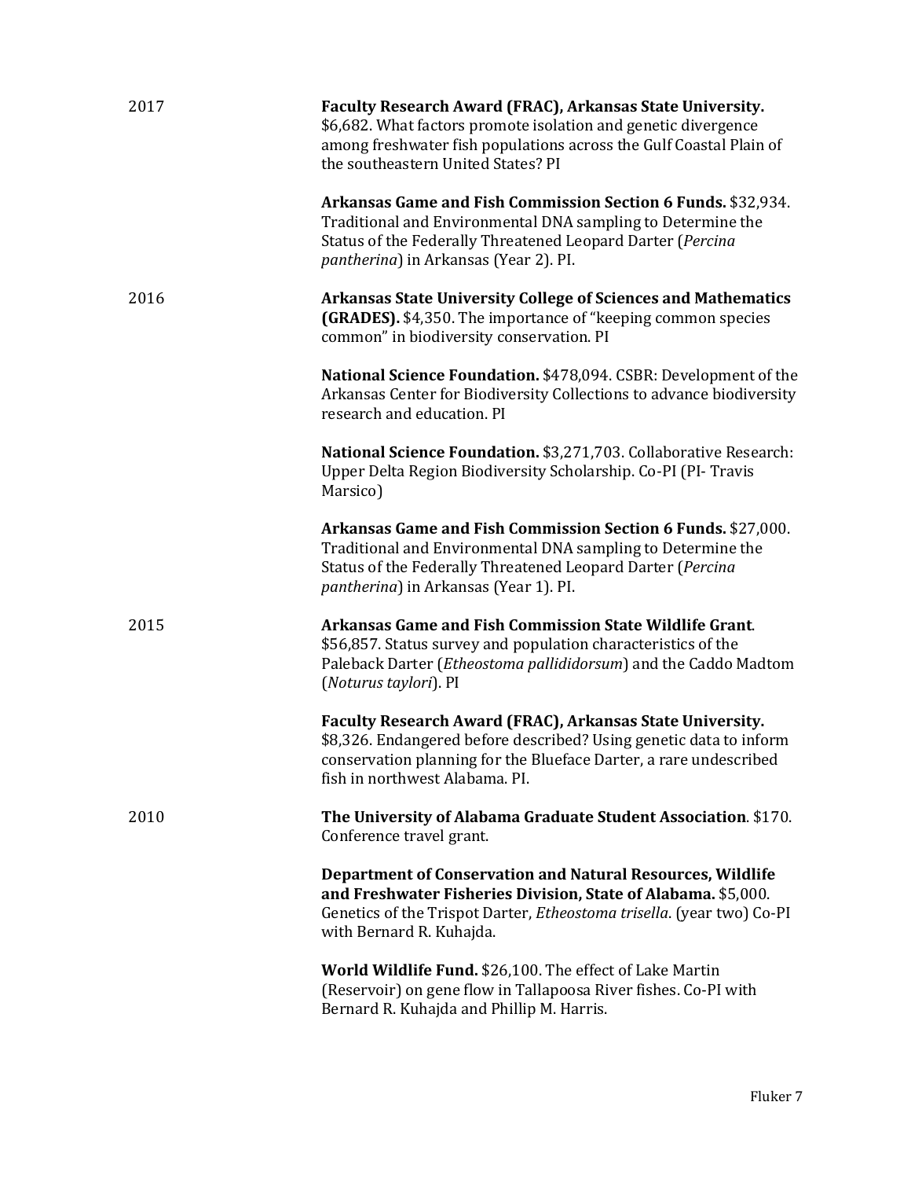2017

**Faculty Research Award (FRAC), Arkansas State University.** $6,682. What factors promote isolation and genetic divergence among freshwater fish populations across the Gulf Coastal Plain of the southeastern United States? PI

**Arkansas Game and Fish Commission Section 6 Funds.** $32,934. Traditional and Environmental DNA sampling to Determine the Status of the Federally Threatened Leopard Darter (*Percina pantherina*) in Arkansas (Year 2). PI.

2016

**Arkansas State University College of Sciences and Mathematics (GRADES).** $4,350. The importance of "keeping common species common" in biodiversity conservation. PI

**National Science Foundation.** $478,094. CSBR: Development of the Arkansas Center for Biodiversity Collections to advance biodiversity research and education. PI

**National Science Foundation.** $3,271,703. Collaborative Research: Upper Delta Region Biodiversity Scholarship. Co-PI (PI- Travis Marsico)

**Arkansas Game and Fish Commission Section 6 Funds.** $27,000. Traditional and Environmental DNA sampling to Determine the Status of the Federally Threatened Leopard Darter (*Percina pantherina*) in Arkansas (Year 1). PI.

2015

**Arkansas Game and Fish Commission State Wildlife Grant**. $56,857. Status survey and population characteristics of the Paleback Darter (*Etheostoma pallididorsum*) and the Caddo Madtom (*Noturus taylori*). PI

**Faculty Research Award (FRAC), Arkansas State University.** $8,326. Endangered before described? Using genetic data to inform conservation planning for the Blueface Darter, a rare undescribed fish in northwest Alabama. PI.

2010

**The University of Alabama Graduate Student Association**. $170. Conference travel grant.

**Department of Conservation and Natural Resources, Wildlife and Freshwater Fisheries Division, State of Alabama.** $5,000. Genetics of the Trispot Darter, *Etheostoma trisella*. (year two) Co-PI with Bernard R. Kuhajda.

**World Wildlife Fund.** $26,100. The effect of Lake Martin (Reservoir) on gene flow in Tallapoosa River fishes. Co-PI with Bernard R. Kuhajda and Phillip M. Harris.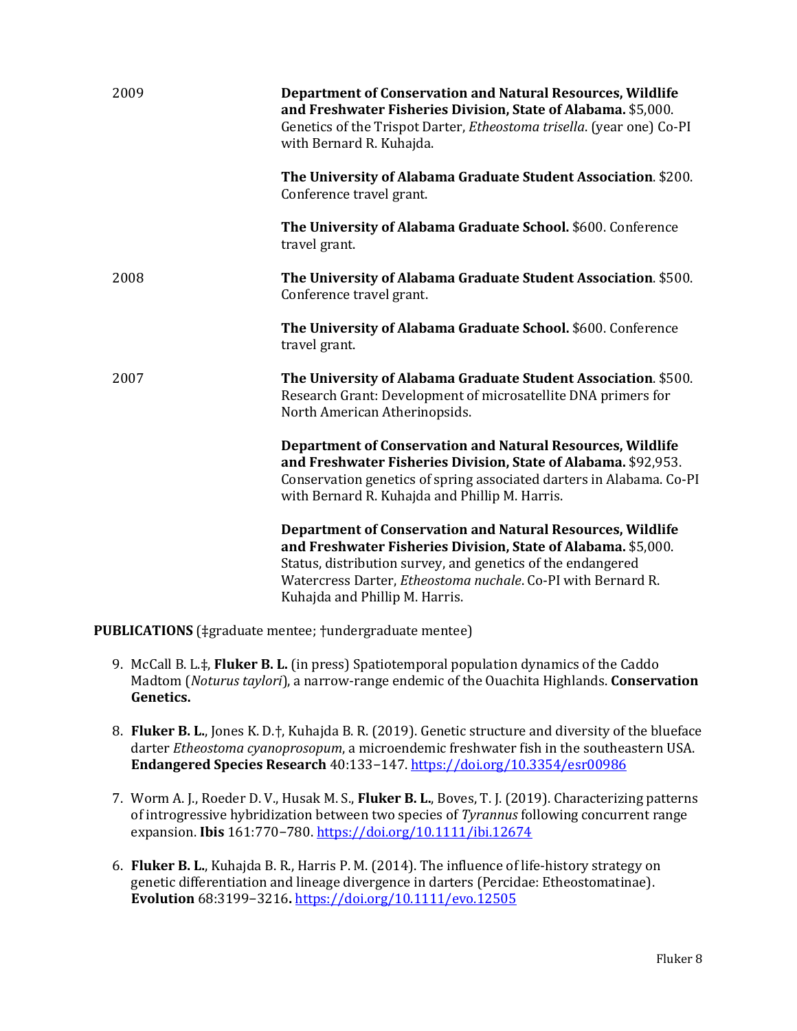2009

**Department of Conservation and Natural Resources, Wildlife and Freshwater Fisheries Division, State of Alabama.** $5,000. Genetics of the Trispot Darter, *Etheostoma trisella*. (year one) Co-PI with Bernard R. Kuhajda.

**The University of Alabama Graduate Student Association**. $200. Conference travel grant.

**The University of Alabama Graduate School.** $600. Conference travel grant.

2008

**The University of Alabama Graduate Student Association**. $500. Conference travel grant.

**The University of Alabama Graduate School.** $600. Conference travel grant.

2007

**The University of Alabama Graduate Student Association**. $500. Research Grant: Development of microsatellite DNA primers for North American Atherinopsids.

**Department of Conservation and Natural Resources, Wildlife and Freshwater Fisheries Division, State of Alabama.** $92,953. Conservation genetics of spring associated darters in Alabama. Co-PI with Bernard R. Kuhajda and Phillip M. Harris.

**Department of Conservation and Natural Resources, Wildlife and Freshwater Fisheries Division, State of Alabama.** $5,000. Status, distribution survey, and genetics of the endangered Watercress Darter, *Etheostoma nuchale*. Co-PI with Bernard R. Kuhajda and Phillip M. Harris.

**PUBLICATIONS** (‡graduate mentee; †undergraduate mentee)

9. McCall B. L.‡, **Fluker B. L.** (in press) Spatiotemporal population dynamics of the Caddo Madtom (*Noturus taylori*), a narrow-range endemic of the Ouachita Highlands. **Conservation Genetics.**

8. **Fluker B. L.**, Jones K. D.†, Kuhajda B. R. (2019). Genetic structure and diversity of the blueface darter *Etheostoma cyanoprosopum*, a microendemic freshwater fish in the southeastern USA. **Endangered Species Research** 40:133–147. https://doi.org/10.3354/esr00986

7. Worm A. J., Roeder D. V., Husak M. S., **Fluker B. L.**, Boves, T. J. (2019). Characterizing patterns of introgressive hybridization between two species of *Tyrannus* following concurrent range expansion. **Ibis** 161:770–780. https://doi.org/10.1111/ibi.12674

6. **Fluker B. L.**, Kuhajda B. R., Harris P. M. (2014). The influence of life-history strategy on genetic differentiation and lineage divergence in darters (Percidae: Etheostomatinae). **Evolution** 68:3199–3216**.** https://doi.org/10.1111/evo.12505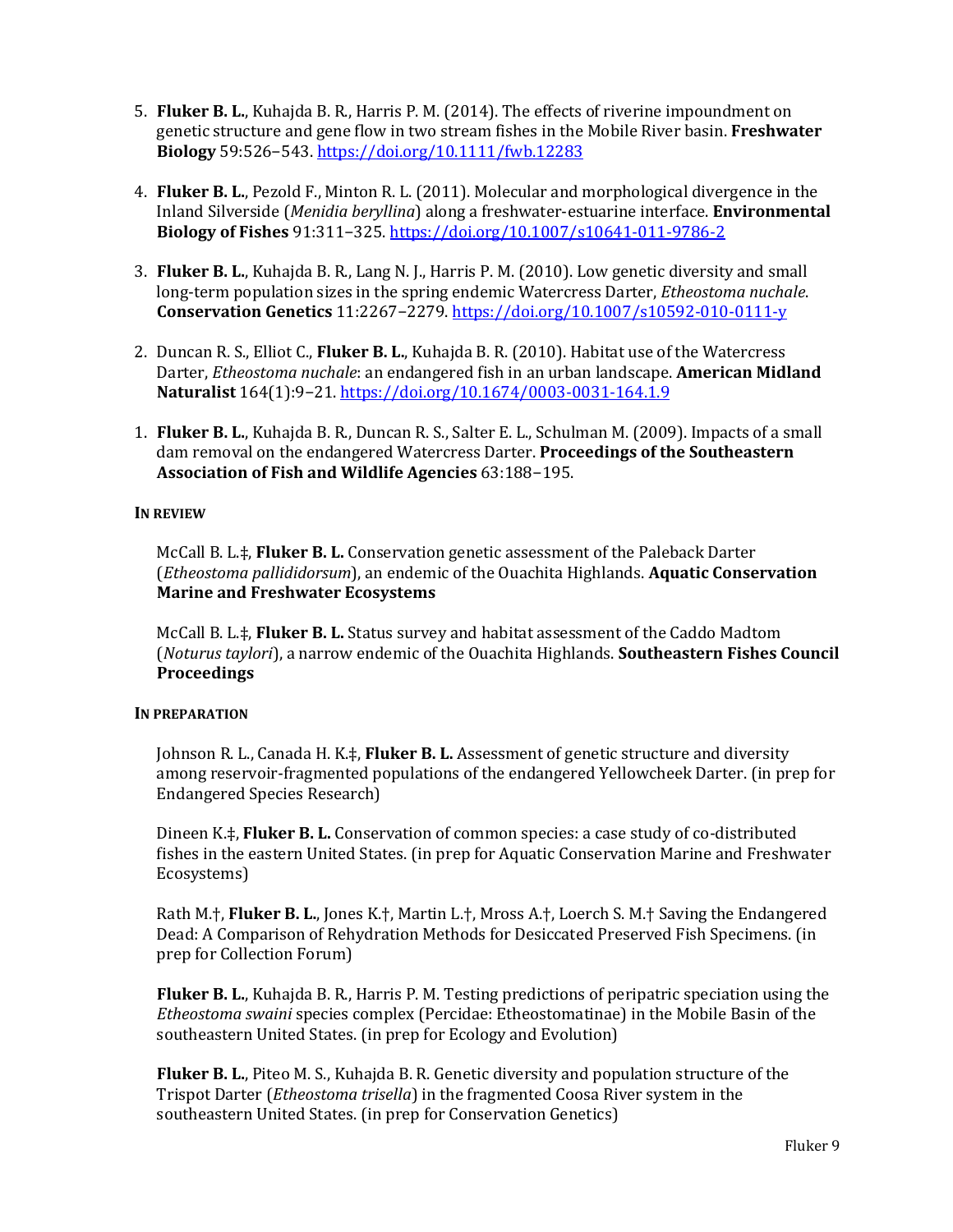5. **Fluker B. L.**, Kuhajda B. R., Harris P. M. (2014). The effects of riverine impoundment on genetic structure and gene flow in two stream fishes in the Mobile River basin. **Freshwater Biology** 59:526–543. https://doi.org/10.1111/fwb.12283

4. **Fluker B. L.**, Pezold F., Minton R. L. (2011). Molecular and morphological divergence in the Inland Silverside (*Menidia beryllina*) along a freshwater-estuarine interface. **Environmental Biology of Fishes** 91:311–325. https://doi.org/10.1007/s10641-011-9786-2

3. **Fluker B. L.**, Kuhajda B. R., Lang N. J., Harris P. M. (2010). Low genetic diversity and small long-term population sizes in the spring endemic Watercress Darter, *Etheostoma nuchale*. **Conservation Genetics** 11:2267–2279. https://doi.org/10.1007/s10592-010-0111-y

2. Duncan R. S., Elliot C., **Fluker B. L.**, Kuhajda B. R. (2010). Habitat use of the Watercress Darter, *Etheostoma nuchale*: an endangered fish in an urban landscape. **American Midland Naturalist** 164(1):9–21. https://doi.org/10.1674/0003-0031-164.1.9

1. **Fluker B. L.**, Kuhajda B. R., Duncan R. S., Salter E. L., Schulman M. (2009). Impacts of a small dam removal on the endangered Watercress Darter. **Proceedings of the Southeastern Association of Fish and Wildlife Agencies** 63:188–195.

**IN REVIEW**

McCall B. L.‡, **Fluker B. L.** Conservation genetic assessment of the Paleback Darter (*Etheostoma pallididorsum*), an endemic of the Ouachita Highlands. **Aquatic Conservation Marine and Freshwater Ecosystems**

McCall B. L.‡, **Fluker B. L.** Status survey and habitat assessment of the Caddo Madtom (*Noturus taylori*), a narrow endemic of the Ouachita Highlands. **Southeastern Fishes Council Proceedings**

**IN PREPARATION**

Johnson R. L., Canada H. K.‡, **Fluker B. L.** Assessment of genetic structure and diversity among reservoir-fragmented populations of the endangered Yellowcheek Darter. (in prep for Endangered Species Research)

Dineen K.‡, **Fluker B. L.** Conservation of common species: a case study of co-distributed fishes in the eastern United States. (in prep for Aquatic Conservation Marine and Freshwater Ecosystems)

Rath M.†, **Fluker B. L.**, Jones K.†, Martin L.†, Mross A.†, Loerch S. M.† Saving the Endangered Dead: A Comparison of Rehydration Methods for Desiccated Preserved Fish Specimens. (in prep for Collection Forum)

**Fluker B. L.**, Kuhajda B. R., Harris P. M. Testing predictions of peripatric speciation using the *Etheostoma swaini* species complex (Percidae: Etheostomatinae) in the Mobile Basin of the southeastern United States. (in prep for Ecology and Evolution)

**Fluker B. L.**, Piteo M. S., Kuhajda B. R. Genetic diversity and population structure of the Trispot Darter (*Etheostoma trisella*) in the fragmented Coosa River system in the southeastern United States. (in prep for Conservation Genetics)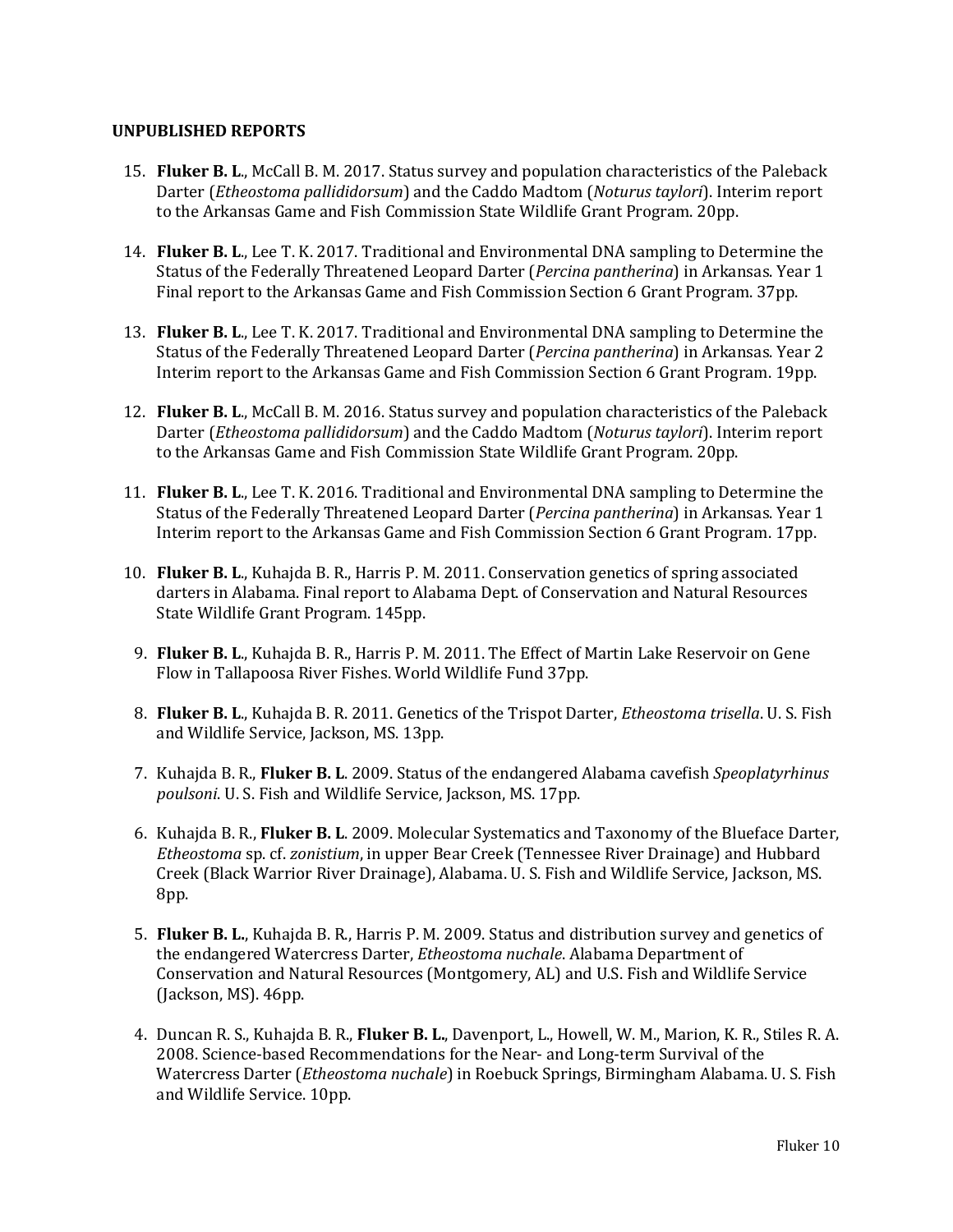**UNPUBLISHED REPORTS**

15. **Fluker B. L**., McCall B. M. 2017. Status survey and population characteristics of the Paleback Darter (*Etheostoma pallididorsum*) and the Caddo Madtom (*Noturus taylori*). Interim report to the Arkansas Game and Fish Commission State Wildlife Grant Program. 20pp.

14. **Fluker B. L**., Lee T. K. 2017. Traditional and Environmental DNA sampling to Determine the Status of the Federally Threatened Leopard Darter (*Percina pantherina*) in Arkansas. Year 1 Final report to the Arkansas Game and Fish Commission Section 6 Grant Program. 37pp.

13. **Fluker B. L**., Lee T. K. 2017. Traditional and Environmental DNA sampling to Determine the Status of the Federally Threatened Leopard Darter (*Percina pantherina*) in Arkansas. Year 2 Interim report to the Arkansas Game and Fish Commission Section 6 Grant Program. 19pp.

12. **Fluker B. L**., McCall B. M. 2016. Status survey and population characteristics of the Paleback Darter (*Etheostoma pallididorsum*) and the Caddo Madtom (*Noturus taylori*). Interim report to the Arkansas Game and Fish Commission State Wildlife Grant Program. 20pp.

11. **Fluker B. L**., Lee T. K. 2016. Traditional and Environmental DNA sampling to Determine the Status of the Federally Threatened Leopard Darter (*Percina pantherina*) in Arkansas. Year 1 Interim report to the Arkansas Game and Fish Commission Section 6 Grant Program. 17pp.

10. **Fluker B. L**., Kuhajda B. R., Harris P. M. 2011. Conservation genetics of spring associated darters in Alabama. Final report to Alabama Dept. of Conservation and Natural Resources State Wildlife Grant Program. 145pp.

9. **Fluker B. L**., Kuhajda B. R., Harris P. M. 2011. The Effect of Martin Lake Reservoir on Gene Flow in Tallapoosa River Fishes. World Wildlife Fund 37pp.

8. **Fluker B. L**., Kuhajda B. R. 2011. Genetics of the Trispot Darter, *Etheostoma trisella*. U. S. Fish and Wildlife Service, Jackson, MS. 13pp.

7. Kuhajda B. R., **Fluker B. L**. 2009. Status of the endangered Alabama cavefish *Speoplatyrhinus poulsoni*. U. S. Fish and Wildlife Service, Jackson, MS. 17pp.

6. Kuhajda B. R., **Fluker B. L**. 2009. Molecular Systematics and Taxonomy of the Blueface Darter, *Etheostoma* sp. cf. *zonistium*, in upper Bear Creek (Tennessee River Drainage) and Hubbard Creek (Black Warrior River Drainage), Alabama. U. S. Fish and Wildlife Service, Jackson, MS. 8pp.

5. **Fluker B. L.**, Kuhajda B. R., Harris P. M. 2009. Status and distribution survey and genetics of the endangered Watercress Darter, *Etheostoma nuchale*. Alabama Department of Conservation and Natural Resources (Montgomery, AL) and U.S. Fish and Wildlife Service (Jackson, MS). 46pp.

4. Duncan R. S., Kuhajda B. R., **Fluker B. L.**, Davenport, L., Howell, W. M., Marion, K. R., Stiles R. A. 2008. Science-based Recommendations for the Near- and Long-term Survival of the Watercress Darter (*Etheostoma nuchale*) in Roebuck Springs, Birmingham Alabama. U. S. Fish and Wildlife Service. 10pp.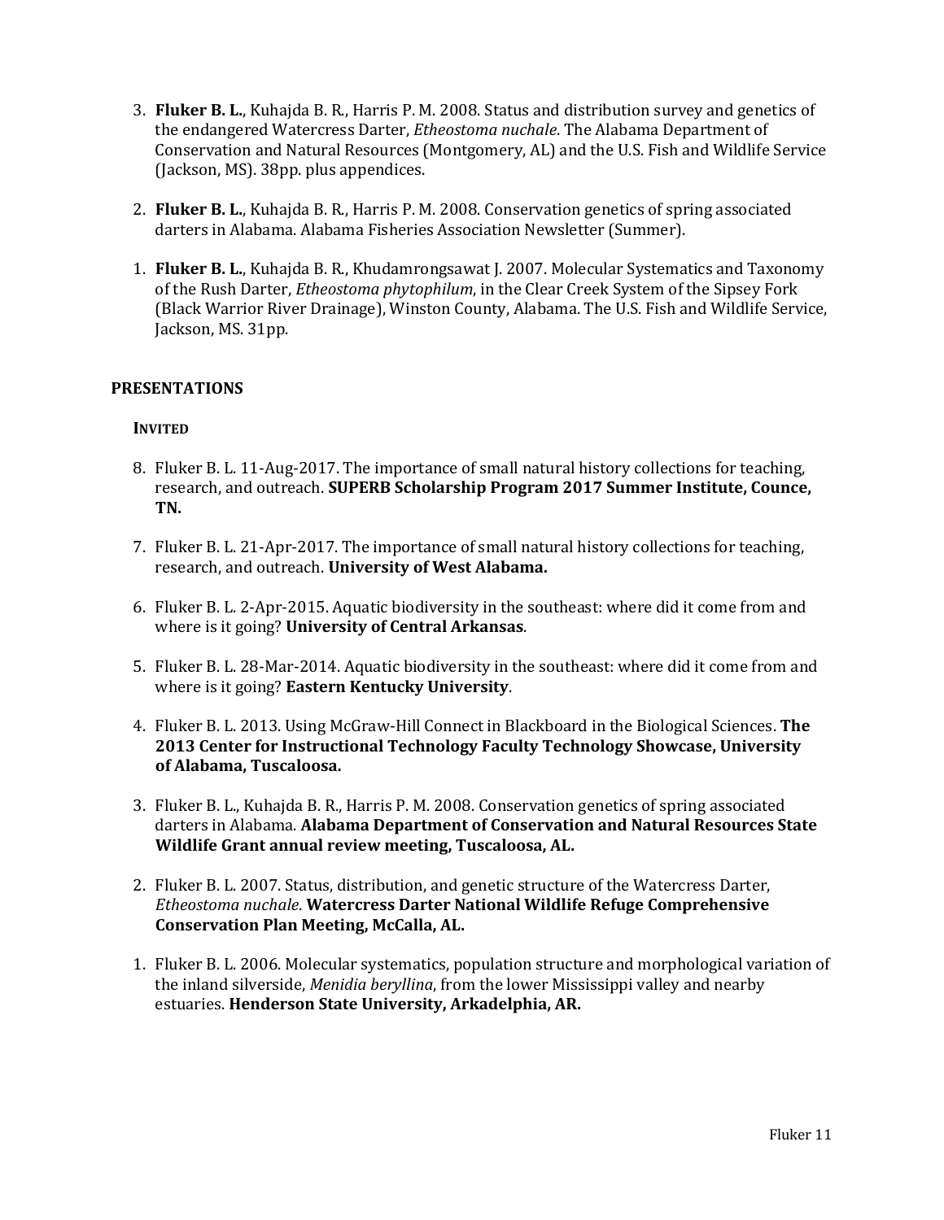3. **Fluker B. L.**, Kuhajda B. R., Harris P. M. 2008. Status and distribution survey and genetics of the endangered Watercress Darter, *Etheostoma nuchale*. The Alabama Department of Conservation and Natural Resources (Montgomery, AL) and the U.S. Fish and Wildlife Service (Jackson, MS). 38pp. plus appendices.

2. **Fluker B. L.**, Kuhajda B. R., Harris P. M. 2008. Conservation genetics of spring associated darters in Alabama. Alabama Fisheries Association Newsletter (Summer).

1. **Fluker B. L.**, Kuhajda B. R., Khudamrongsawat J. 2007. Molecular Systematics and Taxonomy of the Rush Darter, *Etheostoma phytophilum*, in the Clear Creek System of the Sipsey Fork (Black Warrior River Drainage), Winston County, Alabama. The U.S. Fish and Wildlife Service, Jackson, MS. 31pp.

## PRESENTATIONS

### INVITED

8. Fluker B. L. 11-Aug-2017. The importance of small natural history collections for teaching, research, and outreach. **SUPERB Scholarship Program 2017 Summer Institute, Counce, TN.**

7. Fluker B. L. 21-Apr-2017. The importance of small natural history collections for teaching, research, and outreach. **University of West Alabama.**

6. Fluker B. L. 2-Apr-2015. Aquatic biodiversity in the southeast: where did it come from and where is it going? **University of Central Arkansas**.

5. Fluker B. L. 28-Mar-2014. Aquatic biodiversity in the southeast: where did it come from and where is it going? **Eastern Kentucky University**.

4. Fluker B. L. 2013. Using McGraw-Hill Connect in Blackboard in the Biological Sciences. **The 2013 Center for Instructional Technology Faculty Technology Showcase, University of Alabama, Tuscaloosa.**

3. Fluker B. L., Kuhajda B. R., Harris P. M. 2008. Conservation genetics of spring associated darters in Alabama. **Alabama Department of Conservation and Natural Resources State Wildlife Grant annual review meeting, Tuscaloosa, AL.**

2. Fluker B. L. 2007. Status, distribution, and genetic structure of the Watercress Darter, *Etheostoma nuchale*. **Watercress Darter National Wildlife Refuge Comprehensive Conservation Plan Meeting, McCalla, AL.**

1. Fluker B. L. 2006. Molecular systematics, population structure and morphological variation of the inland silverside, *Menidia beryllina*, from the lower Mississippi valley and nearby estuaries. **Henderson State University, Arkadelphia, AR.**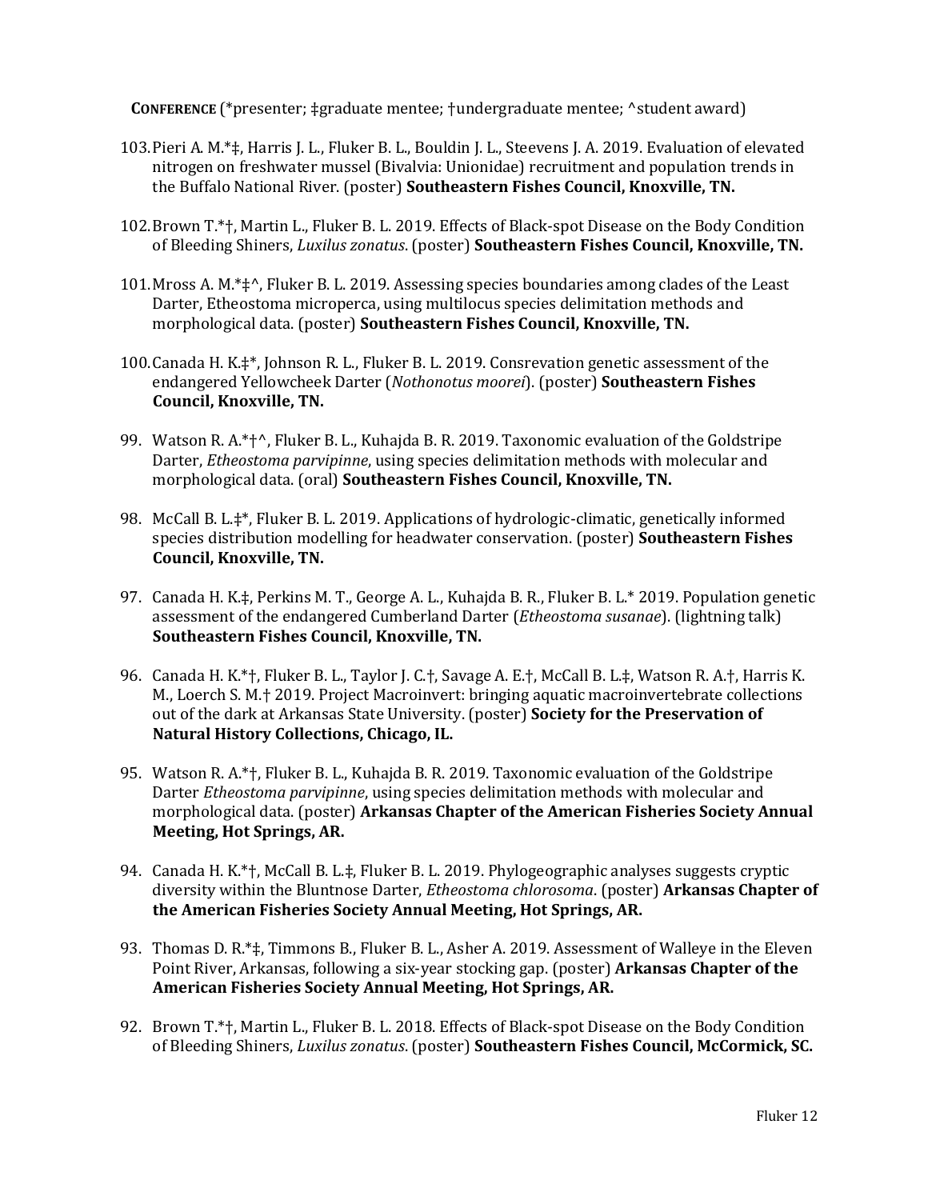**CONFERENCE** (*presenter; ‡graduate mentee; †undergraduate mentee; ^student award)

103. Pieri A. M.*‡, Harris J. L., Fluker B. L., Bouldin J. L., Steevens J. A. 2019. Evaluation of elevated nitrogen on freshwater mussel (Bivalvia: Unionidae) recruitment and population trends in the Buffalo National River. (poster) **Southeastern Fishes Council, Knoxville, TN.**

102. Brown T.*†, Martin L., Fluker B. L. 2019. Effects of Black-spot Disease on the Body Condition of Bleeding Shiners, *Luxilus zonatus*. (poster) **Southeastern Fishes Council, Knoxville, TN.**

101. Mross A. M.*‡^, Fluker B. L. 2019. Assessing species boundaries among clades of the Least Darter, Etheostoma microperca, using multilocus species delimitation methods and morphological data. (poster) **Southeastern Fishes Council, Knoxville, TN.**

100. Canada H. K.‡*, Johnson R. L., Fluker B. L. 2019. Consrevation genetic assessment of the endangered Yellowcheek Darter (*Nothonotus moorei*). (poster) **Southeastern Fishes Council, Knoxville, TN.**

99. Watson R. A.*†^, Fluker B. L., Kuhajda B. R. 2019. Taxonomic evaluation of the Goldstripe Darter, *Etheostoma parvipinne*, using species delimitation methods with molecular and morphological data. (oral) **Southeastern Fishes Council, Knoxville, TN.**

98. McCall B. L.‡*, Fluker B. L. 2019. Applications of hydrologic-climatic, genetically informed species distribution modelling for headwater conservation. (poster) **Southeastern Fishes Council, Knoxville, TN.**

97. Canada H. K.‡, Perkins M. T., George A. L., Kuhajda B. R., Fluker B. L.* 2019. Population genetic assessment of the endangered Cumberland Darter (*Etheostoma susanae*). (lightning talk) **Southeastern Fishes Council, Knoxville, TN.**

96. Canada H. K.*†, Fluker B. L., Taylor J. C.†, Savage A. E.†, McCall B. L.‡, Watson R. A.†, Harris K. M., Loerch S. M.† 2019. Project Macroinvert: bringing aquatic macroinvertebrate collections out of the dark at Arkansas State University. (poster) **Society for the Preservation of Natural History Collections, Chicago, IL.**

95. Watson R. A.*†, Fluker B. L., Kuhajda B. R. 2019. Taxonomic evaluation of the Goldstripe Darter *Etheostoma parvipinne*, using species delimitation methods with molecular and morphological data. (poster) **Arkansas Chapter of the American Fisheries Society Annual Meeting, Hot Springs, AR.**

94. Canada H. K.*†, McCall B. L.‡, Fluker B. L. 2019. Phylogeographic analyses suggests cryptic diversity within the Bluntnose Darter, *Etheostoma chlorosoma*. (poster) **Arkansas Chapter of the American Fisheries Society Annual Meeting, Hot Springs, AR.**

93. Thomas D. R.*‡, Timmons B., Fluker B. L., Asher A. 2019. Assessment of Walleye in the Eleven Point River, Arkansas, following a six-year stocking gap. (poster) **Arkansas Chapter of the American Fisheries Society Annual Meeting, Hot Springs, AR.**

92. Brown T.*†, Martin L., Fluker B. L. 2018. Effects of Black-spot Disease on the Body Condition of Bleeding Shiners, *Luxilus zonatus*. (poster) **Southeastern Fishes Council, McCormick, SC.**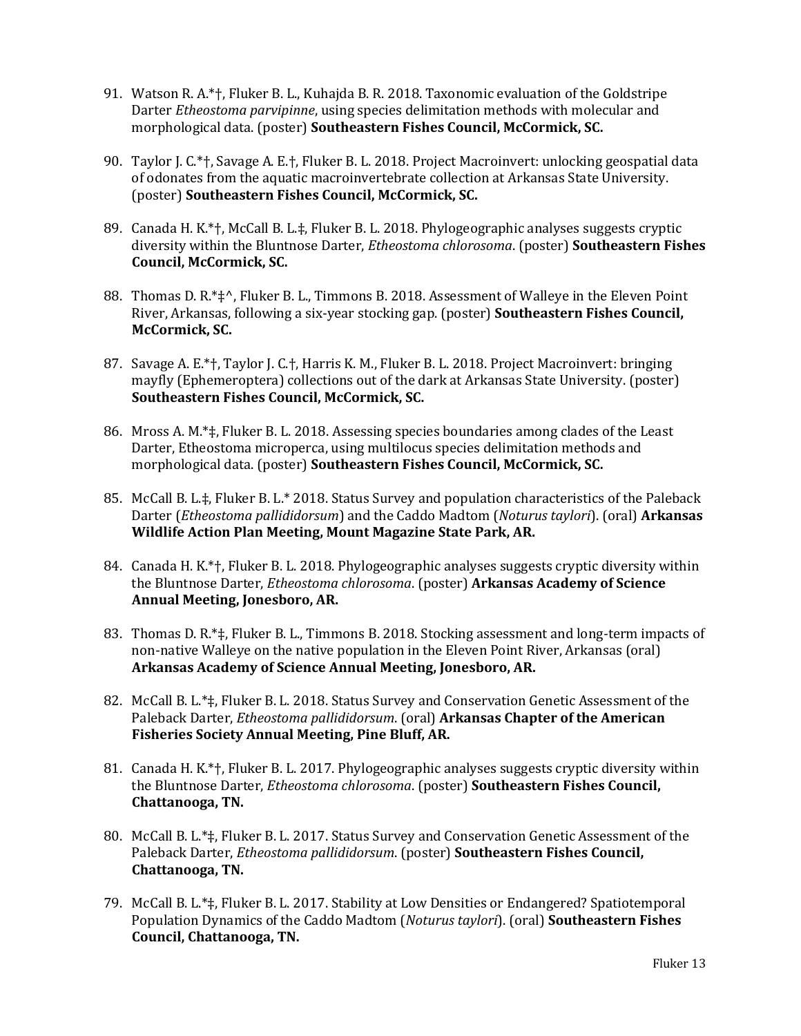91. Watson R. A.*†, Fluker B. L., Kuhajda B. R. 2018. Taxonomic evaluation of the Goldstripe Darter *Etheostoma parvipinne*, using species delimitation methods with molecular and morphological data. (poster) **Southeastern Fishes Council, McCormick, SC.**

90. Taylor J. C.*†, Savage A. E.†, Fluker B. L. 2018. Project Macroinvert: unlocking geospatial data of odonates from the aquatic macroinvertebrate collection at Arkansas State University. (poster) **Southeastern Fishes Council, McCormick, SC.**

89. Canada H. K.*†, McCall B. L.‡, Fluker B. L. 2018. Phylogeographic analyses suggests cryptic diversity within the Bluntnose Darter, *Etheostoma chlorosoma*. (poster) **Southeastern Fishes Council, McCormick, SC.**

88. Thomas D. R.*‡^, Fluker B. L., Timmons B. 2018. Assessment of Walleye in the Eleven Point River, Arkansas, following a six-year stocking gap. (poster) **Southeastern Fishes Council, McCormick, SC.**

87. Savage A. E.*†, Taylor J. C.†, Harris K. M., Fluker B. L. 2018. Project Macroinvert: bringing mayfly (Ephemeroptera) collections out of the dark at Arkansas State University. (poster) **Southeastern Fishes Council, McCormick, SC.**

86. Mross A. M.*‡, Fluker B. L. 2018. Assessing species boundaries among clades of the Least Darter, Etheostoma microperca, using multilocus species delimitation methods and morphological data. (poster) **Southeastern Fishes Council, McCormick, SC.**

85. McCall B. L.‡, Fluker B. L.* 2018. Status Survey and population characteristics of the Paleback Darter (*Etheostoma pallididorsum*) and the Caddo Madtom (*Noturus taylori*). (oral) **Arkansas Wildlife Action Plan Meeting, Mount Magazine State Park, AR.**

84. Canada H. K.*†, Fluker B. L. 2018. Phylogeographic analyses suggests cryptic diversity within the Bluntnose Darter, *Etheostoma chlorosoma*. (poster) **Arkansas Academy of Science Annual Meeting, Jonesboro, AR.**

83. Thomas D. R.*‡, Fluker B. L., Timmons B. 2018. Stocking assessment and long-term impacts of non-native Walleye on the native population in the Eleven Point River, Arkansas (oral) **Arkansas Academy of Science Annual Meeting, Jonesboro, AR.**

82. McCall B. L.*‡, Fluker B. L. 2018. Status Survey and Conservation Genetic Assessment of the Paleback Darter, *Etheostoma pallididorsum*. (oral) **Arkansas Chapter of the American Fisheries Society Annual Meeting, Pine Bluff, AR.**

81. Canada H. K.*†, Fluker B. L. 2017. Phylogeographic analyses suggests cryptic diversity within the Bluntnose Darter, *Etheostoma chlorosoma*. (poster) **Southeastern Fishes Council, Chattanooga, TN.**

80. McCall B. L.*‡, Fluker B. L. 2017. Status Survey and Conservation Genetic Assessment of the Paleback Darter, *Etheostoma pallididorsum*. (poster) **Southeastern Fishes Council, Chattanooga, TN.**

79. McCall B. L.*‡, Fluker B. L. 2017. Stability at Low Densities or Endangered? Spatiotemporal Population Dynamics of the Caddo Madtom (*Noturus taylori*). (oral) **Southeastern Fishes Council, Chattanooga, TN.**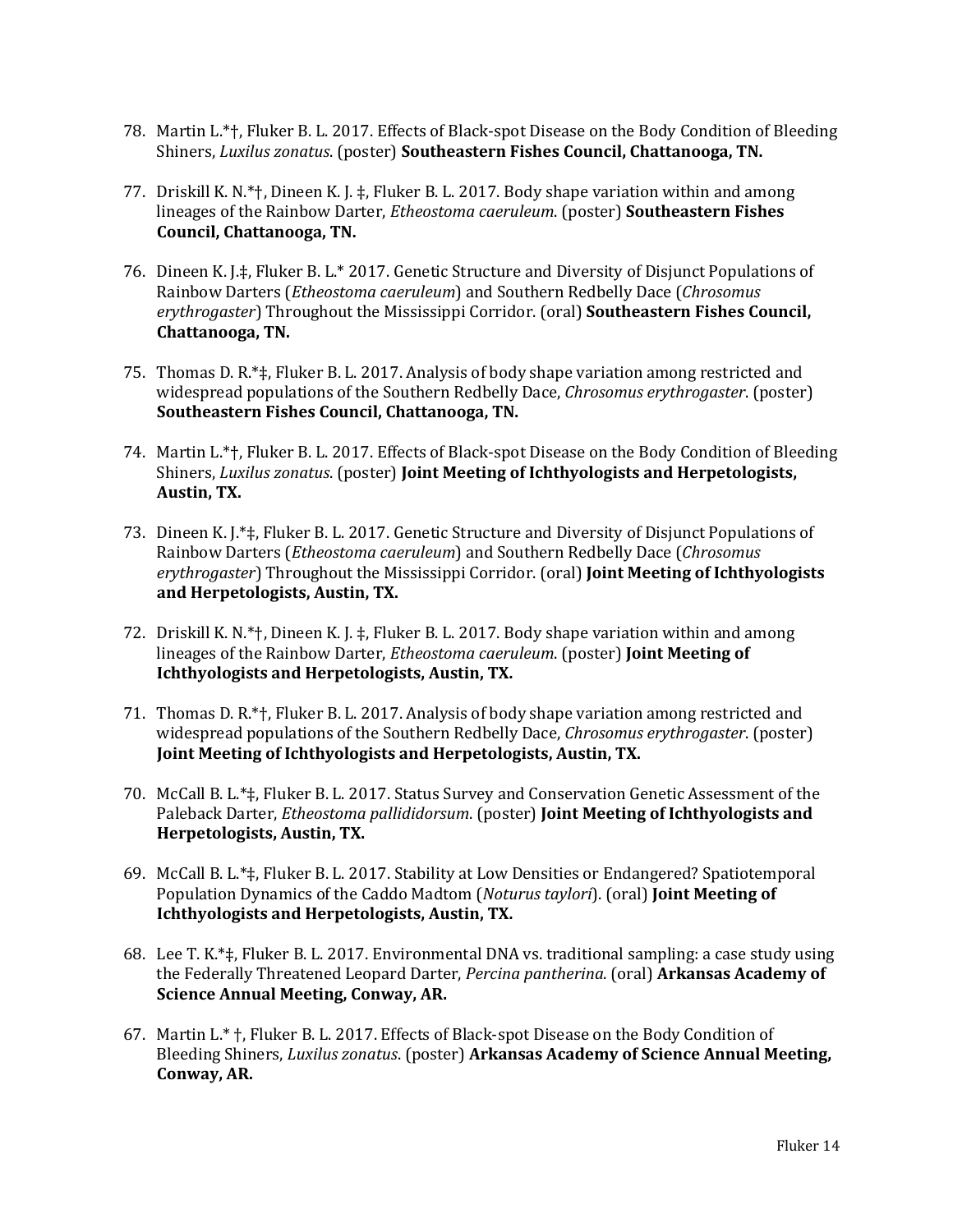78. Martin L.*†, Fluker B. L. 2017. Effects of Black-spot Disease on the Body Condition of Bleeding Shiners, *Luxilus zonatus*. (poster) **Southeastern Fishes Council, Chattanooga, TN.**

77. Driskill K. N.*†, Dineen K. J. ‡, Fluker B. L. 2017. Body shape variation within and among lineages of the Rainbow Darter, *Etheostoma caeruleum*. (poster) **Southeastern Fishes Council, Chattanooga, TN.**

76. Dineen K. J.‡, Fluker B. L.* 2017. Genetic Structure and Diversity of Disjunct Populations of Rainbow Darters (*Etheostoma caeruleum*) and Southern Redbelly Dace (*Chrosomus erythrogaster*) Throughout the Mississippi Corridor. (oral) **Southeastern Fishes Council, Chattanooga, TN.**

75. Thomas D. R.*‡, Fluker B. L. 2017. Analysis of body shape variation among restricted and widespread populations of the Southern Redbelly Dace, *Chrosomus erythrogaster*. (poster) **Southeastern Fishes Council, Chattanooga, TN.**

74. Martin L.*†, Fluker B. L. 2017. Effects of Black-spot Disease on the Body Condition of Bleeding Shiners, *Luxilus zonatus*. (poster) **Joint Meeting of Ichthyologists and Herpetologists, Austin, TX.**

73. Dineen K. J.*‡, Fluker B. L. 2017. Genetic Structure and Diversity of Disjunct Populations of Rainbow Darters (*Etheostoma caeruleum*) and Southern Redbelly Dace (*Chrosomus erythrogaster*) Throughout the Mississippi Corridor. (oral) **Joint Meeting of Ichthyologists and Herpetologists, Austin, TX.**

72. Driskill K. N.*†, Dineen K. J. ‡, Fluker B. L. 2017. Body shape variation within and among lineages of the Rainbow Darter, *Etheostoma caeruleum*. (poster) **Joint Meeting of Ichthyologists and Herpetologists, Austin, TX.**

71. Thomas D. R.*†, Fluker B. L. 2017. Analysis of body shape variation among restricted and widespread populations of the Southern Redbelly Dace, *Chrosomus erythrogaster*. (poster) **Joint Meeting of Ichthyologists and Herpetologists, Austin, TX.**

70. McCall B. L.*‡, Fluker B. L. 2017. Status Survey and Conservation Genetic Assessment of the Paleback Darter, *Etheostoma pallididorsum*. (poster) **Joint Meeting of Ichthyologists and Herpetologists, Austin, TX.**

69. McCall B. L.*‡, Fluker B. L. 2017. Stability at Low Densities or Endangered? Spatiotemporal Population Dynamics of the Caddo Madtom (*Noturus taylori*). (oral) **Joint Meeting of Ichthyologists and Herpetologists, Austin, TX.**

68. Lee T. K.*‡, Fluker B. L. 2017. Environmental DNA vs. traditional sampling: a case study using the Federally Threatened Leopard Darter, *Percina pantherina*. (oral) **Arkansas Academy of Science Annual Meeting, Conway, AR.**

67. Martin L.* †, Fluker B. L. 2017. Effects of Black-spot Disease on the Body Condition of Bleeding Shiners, *Luxilus zonatus*. (poster) **Arkansas Academy of Science Annual Meeting, Conway, AR.**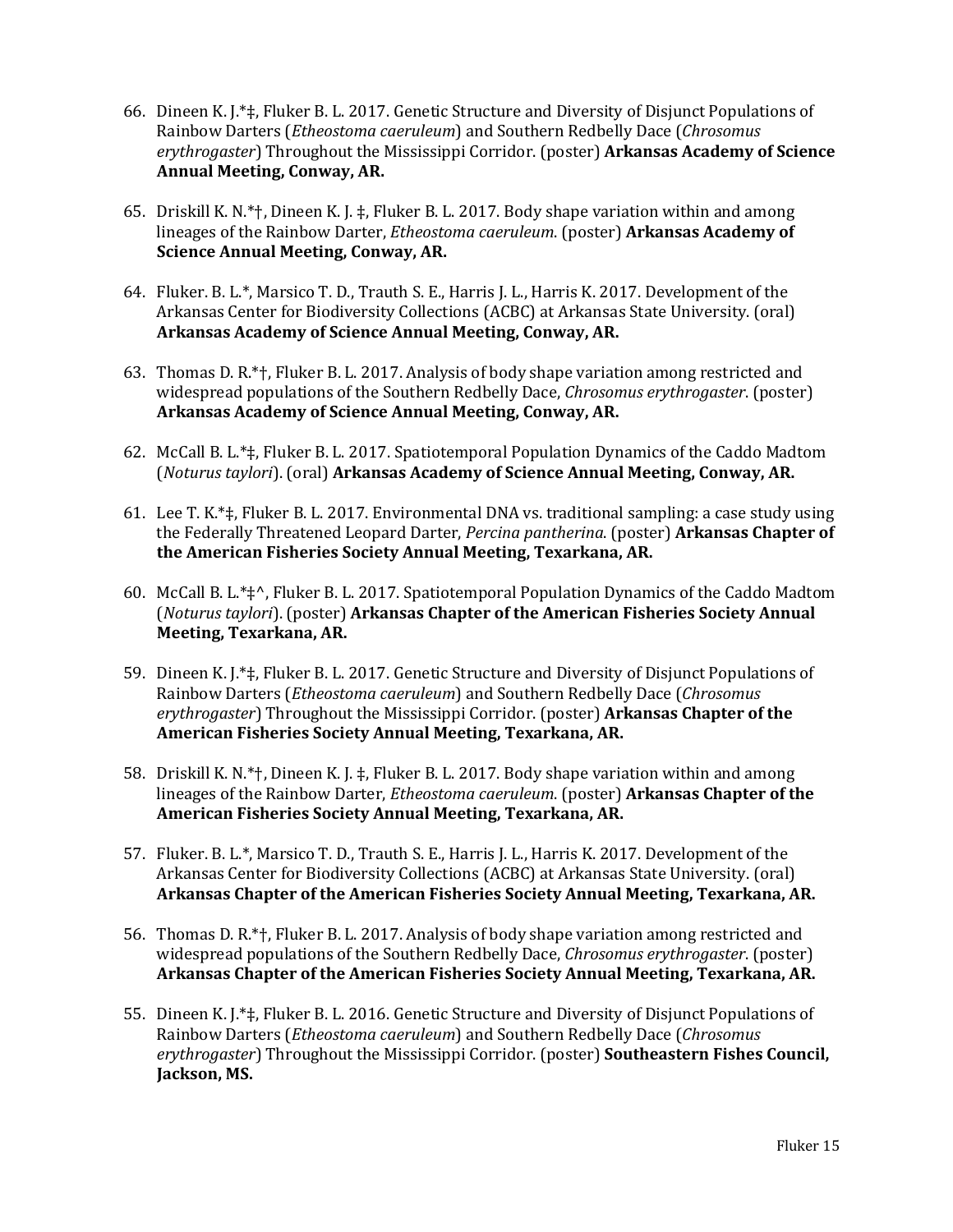66. Dineen K. J.*‡, Fluker B. L. 2017. Genetic Structure and Diversity of Disjunct Populations of Rainbow Darters (*Etheostoma caeruleum*) and Southern Redbelly Dace (*Chrosomus erythrogaster*) Throughout the Mississippi Corridor. (poster) **Arkansas Academy of Science Annual Meeting, Conway, AR.**

65. Driskill K. N.*†, Dineen K. J. ‡, Fluker B. L. 2017. Body shape variation within and among lineages of the Rainbow Darter, *Etheostoma caeruleum*. (poster) **Arkansas Academy of Science Annual Meeting, Conway, AR.**

64. Fluker. B. L.*, Marsico T. D., Trauth S. E., Harris J. L., Harris K. 2017. Development of the Arkansas Center for Biodiversity Collections (ACBC) at Arkansas State University. (oral) **Arkansas Academy of Science Annual Meeting, Conway, AR.**

63. Thomas D. R.*†, Fluker B. L. 2017. Analysis of body shape variation among restricted and widespread populations of the Southern Redbelly Dace, *Chrosomus erythrogaster*. (poster) **Arkansas Academy of Science Annual Meeting, Conway, AR.**

62. McCall B. L.*‡, Fluker B. L. 2017. Spatiotemporal Population Dynamics of the Caddo Madtom (*Noturus taylori*). (oral) **Arkansas Academy of Science Annual Meeting, Conway, AR.**

61. Lee T. K.*‡, Fluker B. L. 2017. Environmental DNA vs. traditional sampling: a case study using the Federally Threatened Leopard Darter, *Percina pantherina*. (poster) **Arkansas Chapter of the American Fisheries Society Annual Meeting, Texarkana, AR.**

60. McCall B. L.*‡^, Fluker B. L. 2017. Spatiotemporal Population Dynamics of the Caddo Madtom (*Noturus taylori*). (poster) **Arkansas Chapter of the American Fisheries Society Annual Meeting, Texarkana, AR.**

59. Dineen K. J.*‡, Fluker B. L. 2017. Genetic Structure and Diversity of Disjunct Populations of Rainbow Darters (*Etheostoma caeruleum*) and Southern Redbelly Dace (*Chrosomus erythrogaster*) Throughout the Mississippi Corridor. (poster) **Arkansas Chapter of the American Fisheries Society Annual Meeting, Texarkana, AR.**

58. Driskill K. N.*†, Dineen K. J. ‡, Fluker B. L. 2017. Body shape variation within and among lineages of the Rainbow Darter, *Etheostoma caeruleum*. (poster) **Arkansas Chapter of the American Fisheries Society Annual Meeting, Texarkana, AR.**

57. Fluker. B. L.*, Marsico T. D., Trauth S. E., Harris J. L., Harris K. 2017. Development of the Arkansas Center for Biodiversity Collections (ACBC) at Arkansas State University. (oral) **Arkansas Chapter of the American Fisheries Society Annual Meeting, Texarkana, AR.**

56. Thomas D. R.*†, Fluker B. L. 2017. Analysis of body shape variation among restricted and widespread populations of the Southern Redbelly Dace, *Chrosomus erythrogaster*. (poster) **Arkansas Chapter of the American Fisheries Society Annual Meeting, Texarkana, AR.**

55. Dineen K. J.*‡, Fluker B. L. 2016. Genetic Structure and Diversity of Disjunct Populations of Rainbow Darters (*Etheostoma caeruleum*) and Southern Redbelly Dace (*Chrosomus erythrogaster*) Throughout the Mississippi Corridor. (poster) **Southeastern Fishes Council, Jackson, MS.**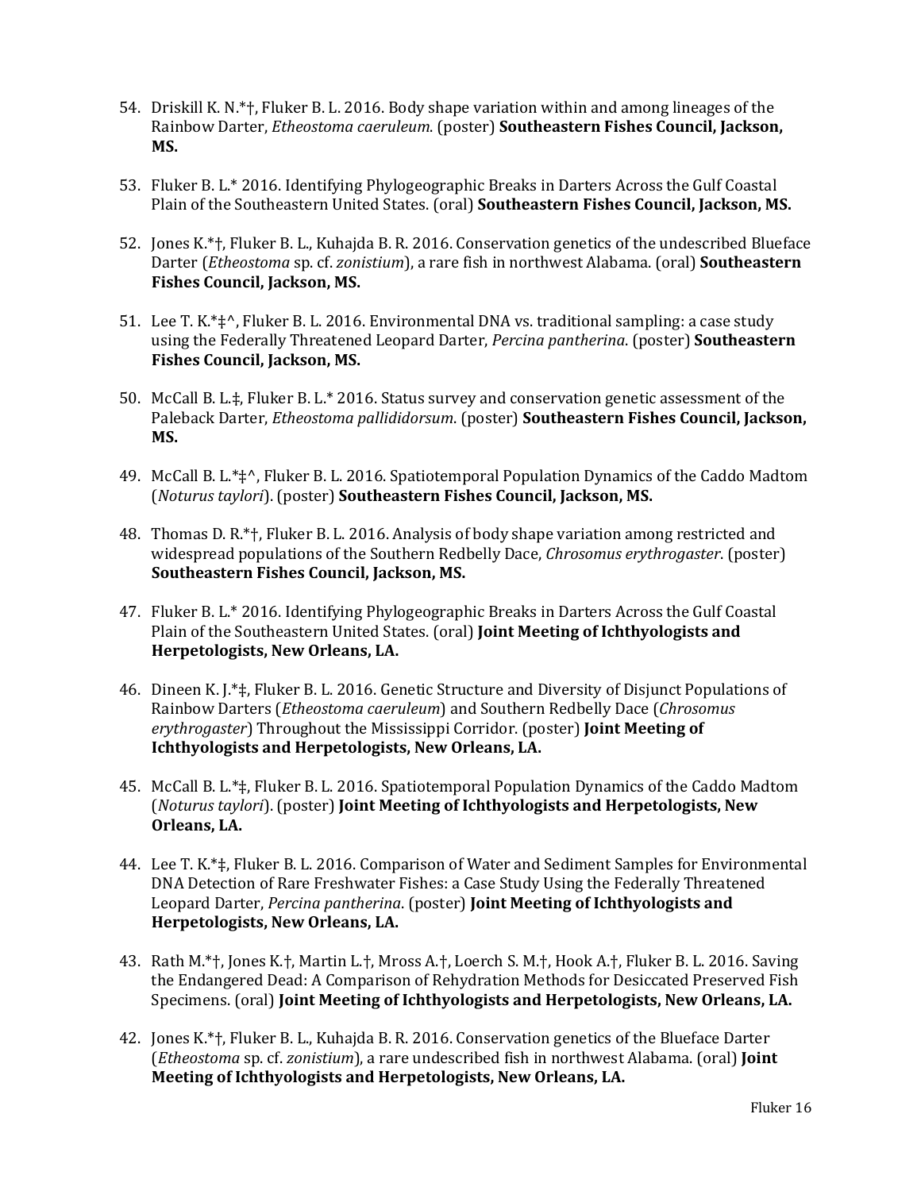54. Driskill K. N.*†, Fluker B. L. 2016. Body shape variation within and among lineages of the Rainbow Darter, *Etheostoma caeruleum*. (poster) **Southeastern Fishes Council, Jackson, MS.**

53. Fluker B. L.* 2016. Identifying Phylogeographic Breaks in Darters Across the Gulf Coastal Plain of the Southeastern United States. (oral) **Southeastern Fishes Council, Jackson, MS.**

52. Jones K.*†, Fluker B. L., Kuhajda B. R. 2016. Conservation genetics of the undescribed Blueface Darter (*Etheostoma* sp. cf. *zonistium*), a rare fish in northwest Alabama. (oral) **Southeastern Fishes Council, Jackson, MS.**

51. Lee T. K.*‡^, Fluker B. L. 2016. Environmental DNA vs. traditional sampling: a case study using the Federally Threatened Leopard Darter, *Percina pantherina*. (poster) **Southeastern Fishes Council, Jackson, MS.**

50. McCall B. L.‡, Fluker B. L.* 2016. Status survey and conservation genetic assessment of the Paleback Darter, *Etheostoma pallididorsum*. (poster) **Southeastern Fishes Council, Jackson, MS.**

49. McCall B. L.*‡^, Fluker B. L. 2016. Spatiotemporal Population Dynamics of the Caddo Madtom (*Noturus taylori*). (poster) **Southeastern Fishes Council, Jackson, MS.**

48. Thomas D. R.*†, Fluker B. L. 2016. Analysis of body shape variation among restricted and widespread populations of the Southern Redbelly Dace, *Chrosomus erythrogaster*. (poster) **Southeastern Fishes Council, Jackson, MS.**

47. Fluker B. L.* 2016. Identifying Phylogeographic Breaks in Darters Across the Gulf Coastal Plain of the Southeastern United States. (oral) **Joint Meeting of Ichthyologists and Herpetologists, New Orleans, LA.**

46. Dineen K. J.*‡, Fluker B. L. 2016. Genetic Structure and Diversity of Disjunct Populations of Rainbow Darters (*Etheostoma caeruleum*) and Southern Redbelly Dace (*Chrosomus erythrogaster*) Throughout the Mississippi Corridor. (poster) **Joint Meeting of Ichthyologists and Herpetologists, New Orleans, LA.**

45. McCall B. L.*‡, Fluker B. L. 2016. Spatiotemporal Population Dynamics of the Caddo Madtom (*Noturus taylori*). (poster) **Joint Meeting of Ichthyologists and Herpetologists, New Orleans, LA.**

44. Lee T. K.*‡, Fluker B. L. 2016. Comparison of Water and Sediment Samples for Environmental DNA Detection of Rare Freshwater Fishes: a Case Study Using the Federally Threatened Leopard Darter, *Percina pantherina*. (poster) **Joint Meeting of Ichthyologists and Herpetologists, New Orleans, LA.**

43. Rath M.*†, Jones K.†, Martin L.†, Mross A.†, Loerch S. M.†, Hook A.†, Fluker B. L. 2016. Saving the Endangered Dead: A Comparison of Rehydration Methods for Desiccated Preserved Fish Specimens. (oral) **Joint Meeting of Ichthyologists and Herpetologists, New Orleans, LA.**

42. Jones K.*†, Fluker B. L., Kuhajda B. R. 2016. Conservation genetics of the Blueface Darter (*Etheostoma* sp. cf. *zonistium*), a rare undescribed fish in northwest Alabama. (oral) **Joint Meeting of Ichthyologists and Herpetologists, New Orleans, LA.**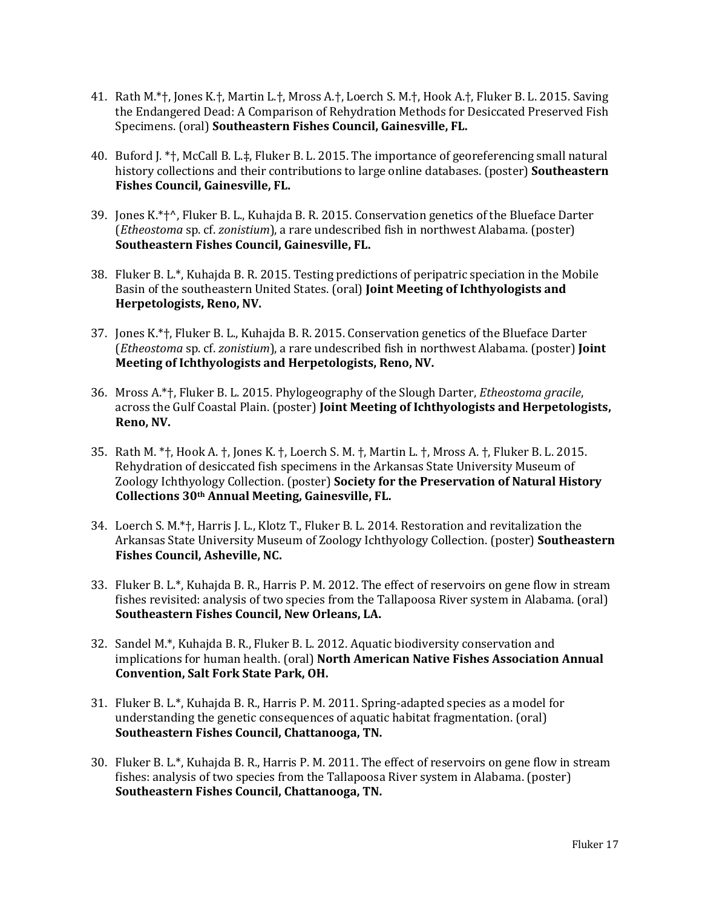41. Rath M.*†, Jones K.†, Martin L.†, Mross A.†, Loerch S. M.†, Hook A.†, Fluker B. L. 2015. Saving the Endangered Dead: A Comparison of Rehydration Methods for Desiccated Preserved Fish Specimens. (oral) **Southeastern Fishes Council, Gainesville, FL.**

40. Buford J. *†, McCall B. L.‡, Fluker B. L. 2015. The importance of georeferencing small natural history collections and their contributions to large online databases. (poster) **Southeastern Fishes Council, Gainesville, FL.**

39. Jones K.*†^, Fluker B. L., Kuhajda B. R. 2015. Conservation genetics of the Blueface Darter (*Etheostoma* sp. cf. *zonistium*), a rare undescribed fish in northwest Alabama. (poster) **Southeastern Fishes Council, Gainesville, FL.**

38. Fluker B. L.*, Kuhajda B. R. 2015. Testing predictions of peripatric speciation in the Mobile Basin of the southeastern United States. (oral) **Joint Meeting of Ichthyologists and Herpetologists, Reno, NV.**

37. Jones K.*†, Fluker B. L., Kuhajda B. R. 2015. Conservation genetics of the Blueface Darter (*Etheostoma* sp. cf. *zonistium*), a rare undescribed fish in northwest Alabama. (poster) **Joint Meeting of Ichthyologists and Herpetologists, Reno, NV.**

36. Mross A.*†, Fluker B. L. 2015. Phylogeography of the Slough Darter, *Etheostoma gracile*, across the Gulf Coastal Plain. (poster) **Joint Meeting of Ichthyologists and Herpetologists, Reno, NV.**

35. Rath M. *†, Hook A. †, Jones K. †, Loerch S. M. †, Martin L. †, Mross A. †, Fluker B. L. 2015. Rehydration of desiccated fish specimens in the Arkansas State University Museum of Zoology Ichthyology Collection. (poster) **Society for the Preservation of Natural History Collections 30th Annual Meeting, Gainesville, FL.**

34. Loerch S. M.*†, Harris J. L., Klotz T., Fluker B. L. 2014. Restoration and revitalization the Arkansas State University Museum of Zoology Ichthyology Collection. (poster) **Southeastern Fishes Council, Asheville, NC.**

33. Fluker B. L.*, Kuhajda B. R., Harris P. M. 2012. The effect of reservoirs on gene flow in stream fishes revisited: analysis of two species from the Tallapoosa River system in Alabama. (oral) **Southeastern Fishes Council, New Orleans, LA.**

32. Sandel M.*, Kuhajda B. R., Fluker B. L. 2012. Aquatic biodiversity conservation and implications for human health. (oral) **North American Native Fishes Association Annual Convention, Salt Fork State Park, OH.**

31. Fluker B. L.*, Kuhajda B. R., Harris P. M. 2011. Spring-adapted species as a model for understanding the genetic consequences of aquatic habitat fragmentation. (oral) **Southeastern Fishes Council, Chattanooga, TN.**

30. Fluker B. L.*, Kuhajda B. R., Harris P. M. 2011. The effect of reservoirs on gene flow in stream fishes: analysis of two species from the Tallapoosa River system in Alabama. (poster) **Southeastern Fishes Council, Chattanooga, TN.**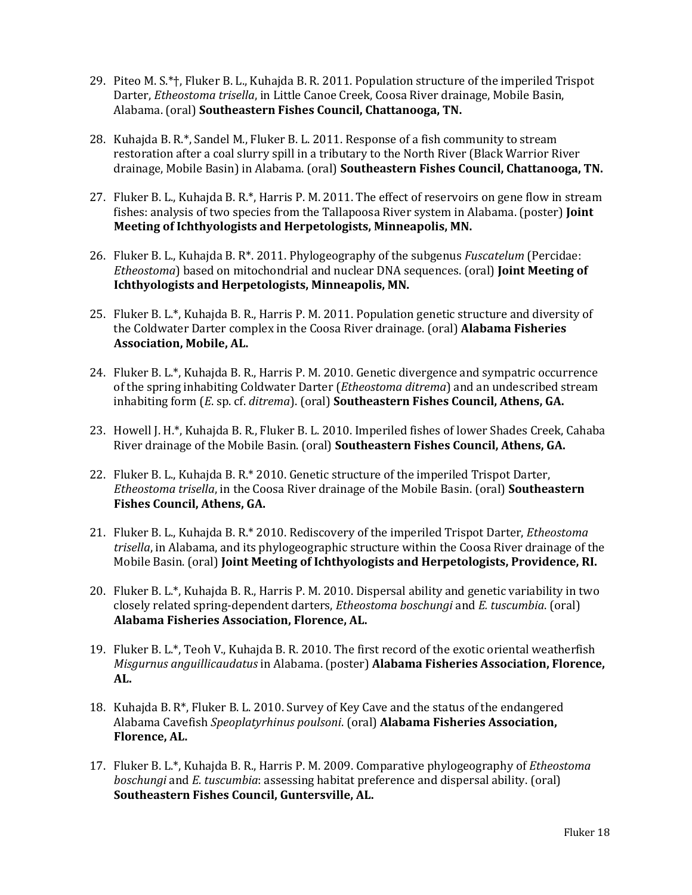29. Piteo M. S.*†, Fluker B. L., Kuhajda B. R. 2011. Population structure of the imperiled Trispot Darter, *Etheostoma trisella*, in Little Canoe Creek, Coosa River drainage, Mobile Basin, Alabama. (oral) **Southeastern Fishes Council, Chattanooga, TN.**

28. Kuhajda B. R.*, Sandel M., Fluker B. L. 2011. Response of a fish community to stream restoration after a coal slurry spill in a tributary to the North River (Black Warrior River drainage, Mobile Basin) in Alabama. (oral) **Southeastern Fishes Council, Chattanooga, TN.**

27. Fluker B. L., Kuhajda B. R.*, Harris P. M. 2011. The effect of reservoirs on gene flow in stream fishes: analysis of two species from the Tallapoosa River system in Alabama. (poster) **Joint Meeting of Ichthyologists and Herpetologists, Minneapolis, MN.**

26. Fluker B. L., Kuhajda B. R*. 2011. Phylogeography of the subgenus *Fuscatelum* (Percidae: *Etheostoma*) based on mitochondrial and nuclear DNA sequences. (oral) **Joint Meeting of Ichthyologists and Herpetologists, Minneapolis, MN.**

25. Fluker B. L.*, Kuhajda B. R., Harris P. M. 2011. Population genetic structure and diversity of the Coldwater Darter complex in the Coosa River drainage. (oral) **Alabama Fisheries Association, Mobile, AL.**

24. Fluker B. L.*, Kuhajda B. R., Harris P. M. 2010. Genetic divergence and sympatric occurrence of the spring inhabiting Coldwater Darter (*Etheostoma ditrema*) and an undescribed stream inhabiting form (*E*. sp. cf. *ditrema*). (oral) **Southeastern Fishes Council, Athens, GA.**

23. Howell J. H.*, Kuhajda B. R., Fluker B. L. 2010. Imperiled fishes of lower Shades Creek, Cahaba River drainage of the Mobile Basin. (oral) **Southeastern Fishes Council, Athens, GA.**

22. Fluker B. L., Kuhajda B. R.* 2010. Genetic structure of the imperiled Trispot Darter, *Etheostoma trisella*, in the Coosa River drainage of the Mobile Basin. (oral) **Southeastern Fishes Council, Athens, GA.**

21. Fluker B. L., Kuhajda B. R.* 2010. Rediscovery of the imperiled Trispot Darter, *Etheostoma trisella*, in Alabama, and its phylogeographic structure within the Coosa River drainage of the Mobile Basin. (oral) **Joint Meeting of Ichthyologists and Herpetologists, Providence, RI.**

20. Fluker B. L.*, Kuhajda B. R., Harris P. M. 2010. Dispersal ability and genetic variability in two closely related spring-dependent darters, *Etheostoma boschungi* and *E. tuscumbia*. (oral) **Alabama Fisheries Association, Florence, AL.**

19. Fluker B. L.*, Teoh V., Kuhajda B. R. 2010. The first record of the exotic oriental weatherfish *Misgurnus anguillicaudatus* in Alabama. (poster) **Alabama Fisheries Association, Florence, AL.**

18. Kuhajda B. R*, Fluker B. L. 2010. Survey of Key Cave and the status of the endangered Alabama Cavefish *Speoplatyrhinus poulsoni*. (oral) **Alabama Fisheries Association, Florence, AL.**

17. Fluker B. L.*, Kuhajda B. R., Harris P. M. 2009. Comparative phylogeography of *Etheostoma boschungi* and *E. tuscumbia*: assessing habitat preference and dispersal ability. (oral) **Southeastern Fishes Council, Guntersville, AL.**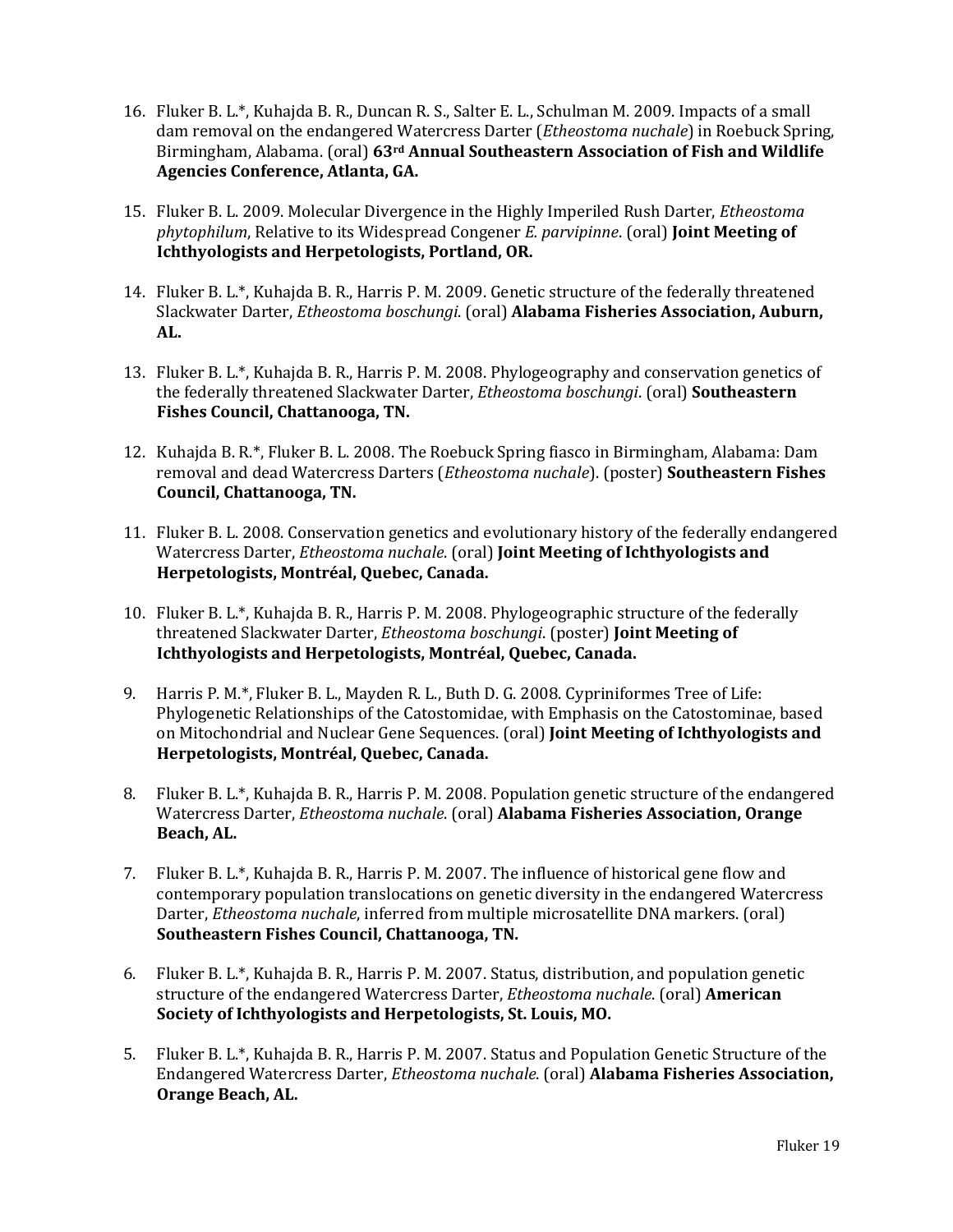16. Fluker B. L.*, Kuhajda B. R., Duncan R. S., Salter E. L., Schulman M. 2009. Impacts of a small dam removal on the endangered Watercress Darter (*Etheostoma nuchale*) in Roebuck Spring, Birmingham, Alabama. (oral) **63rd Annual Southeastern Association of Fish and Wildlife Agencies Conference, Atlanta, GA.**

15. Fluker B. L. 2009. Molecular Divergence in the Highly Imperiled Rush Darter, *Etheostoma phytophilum*, Relative to its Widespread Congener *E. parvipinne*. (oral) **Joint Meeting of Ichthyologists and Herpetologists, Portland, OR.**

14. Fluker B. L.*, Kuhajda B. R., Harris P. M. 2009. Genetic structure of the federally threatened Slackwater Darter, *Etheostoma boschungi*. (oral) **Alabama Fisheries Association, Auburn, AL.**

13. Fluker B. L.*, Kuhajda B. R., Harris P. M. 2008. Phylogeography and conservation genetics of the federally threatened Slackwater Darter, *Etheostoma boschungi*. (oral) **Southeastern Fishes Council, Chattanooga, TN.**

12. Kuhajda B. R.*, Fluker B. L. 2008. The Roebuck Spring fiasco in Birmingham, Alabama: Dam removal and dead Watercress Darters (*Etheostoma nuchale*). (poster) **Southeastern Fishes Council, Chattanooga, TN.**

11. Fluker B. L. 2008. Conservation genetics and evolutionary history of the federally endangered Watercress Darter, *Etheostoma nuchale*. (oral) **Joint Meeting of Ichthyologists and Herpetologists, Montréal, Quebec, Canada.**

10. Fluker B. L.*, Kuhajda B. R., Harris P. M. 2008. Phylogeographic structure of the federally threatened Slackwater Darter, *Etheostoma boschungi*. (poster) **Joint Meeting of Ichthyologists and Herpetologists, Montréal, Quebec, Canada.**

9. Harris P. M.*, Fluker B. L., Mayden R. L., Buth D. G. 2008. Cypriniformes Tree of Life: Phylogenetic Relationships of the Catostomidae, with Emphasis on the Catostominae, based on Mitochondrial and Nuclear Gene Sequences. (oral) **Joint Meeting of Ichthyologists and Herpetologists, Montréal, Quebec, Canada.**

8. Fluker B. L.*, Kuhajda B. R., Harris P. M. 2008. Population genetic structure of the endangered Watercress Darter, *Etheostoma nuchale*. (oral) **Alabama Fisheries Association, Orange Beach, AL.**

7. Fluker B. L.*, Kuhajda B. R., Harris P. M. 2007. The influence of historical gene flow and contemporary population translocations on genetic diversity in the endangered Watercress Darter, *Etheostoma nuchale*, inferred from multiple microsatellite DNA markers. (oral) **Southeastern Fishes Council, Chattanooga, TN.**

6. Fluker B. L.*, Kuhajda B. R., Harris P. M. 2007. Status, distribution, and population genetic structure of the endangered Watercress Darter, *Etheostoma nuchale*. (oral) **American Society of Ichthyologists and Herpetologists, St. Louis, MO.**

5. Fluker B. L.*, Kuhajda B. R., Harris P. M. 2007. Status and Population Genetic Structure of the Endangered Watercress Darter, *Etheostoma nuchale*. (oral) **Alabama Fisheries Association, Orange Beach, AL.**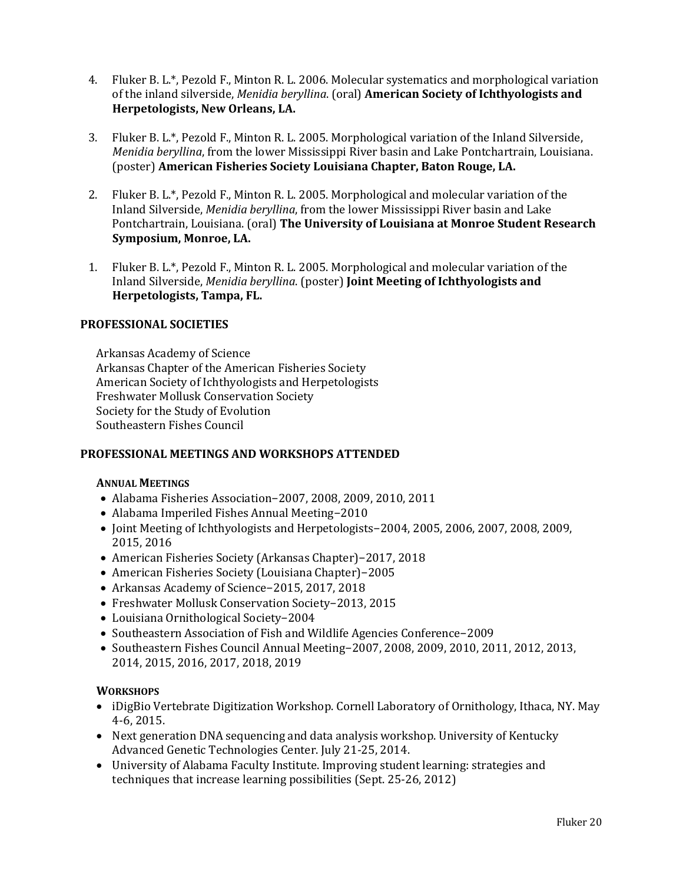4. Fluker B. L.*, Pezold F., Minton R. L. 2006. Molecular systematics and morphological variation of the inland silverside, *Menidia beryllina*. (oral) **American Society of Ichthyologists and Herpetologists, New Orleans, LA.**

3. Fluker B. L.*, Pezold F., Minton R. L. 2005. Morphological variation of the Inland Silverside, *Menidia beryllina*, from the lower Mississippi River basin and Lake Pontchartrain, Louisiana. (poster) **American Fisheries Society Louisiana Chapter, Baton Rouge, LA.**

2. Fluker B. L.*, Pezold F., Minton R. L. 2005. Morphological and molecular variation of the Inland Silverside, *Menidia beryllina*, from the lower Mississippi River basin and Lake Pontchartrain, Louisiana. (oral) **The University of Louisiana at Monroe Student Research Symposium, Monroe, LA.**

1. Fluker B. L.*, Pezold F., Minton R. L. 2005. Morphological and molecular variation of the Inland Silverside, *Menidia beryllina*. (poster) **Joint Meeting of Ichthyologists and Herpetologists, Tampa, FL.**

## PROFESSIONAL SOCIETIES

Arkansas Academy of Science
Arkansas Chapter of the American Fisheries Society
American Society of Ichthyologists and Herpetologists
Freshwater Mollusk Conservation Society
Society for the Study of Evolution
Southeastern Fishes Council

## PROFESSIONAL MEETINGS AND WORKSHOPS ATTENDED

### ANNUAL MEETINGS

- Alabama Fisheries Association–2007, 2008, 2009, 2010, 2011
- Alabama Imperiled Fishes Annual Meeting–2010
- Joint Meeting of Ichthyologists and Herpetologists–2004, 2005, 2006, 2007, 2008, 2009, 2015, 2016
- American Fisheries Society (Arkansas Chapter)–2017, 2018
- American Fisheries Society (Louisiana Chapter)–2005
- Arkansas Academy of Science–2015, 2017, 2018
- Freshwater Mollusk Conservation Society–2013, 2015
- Louisiana Ornithological Society–2004
- Southeastern Association of Fish and Wildlife Agencies Conference–2009
- Southeastern Fishes Council Annual Meeting–2007, 2008, 2009, 2010, 2011, 2012, 2013, 2014, 2015, 2016, 2017, 2018, 2019

### WORKSHOPS

- iDigBio Vertebrate Digitization Workshop. Cornell Laboratory of Ornithology, Ithaca, NY. May 4-6, 2015.
- Next generation DNA sequencing and data analysis workshop. University of Kentucky Advanced Genetic Technologies Center. July 21-25, 2014.
- University of Alabama Faculty Institute. Improving student learning: strategies and techniques that increase learning possibilities (Sept. 25-26, 2012)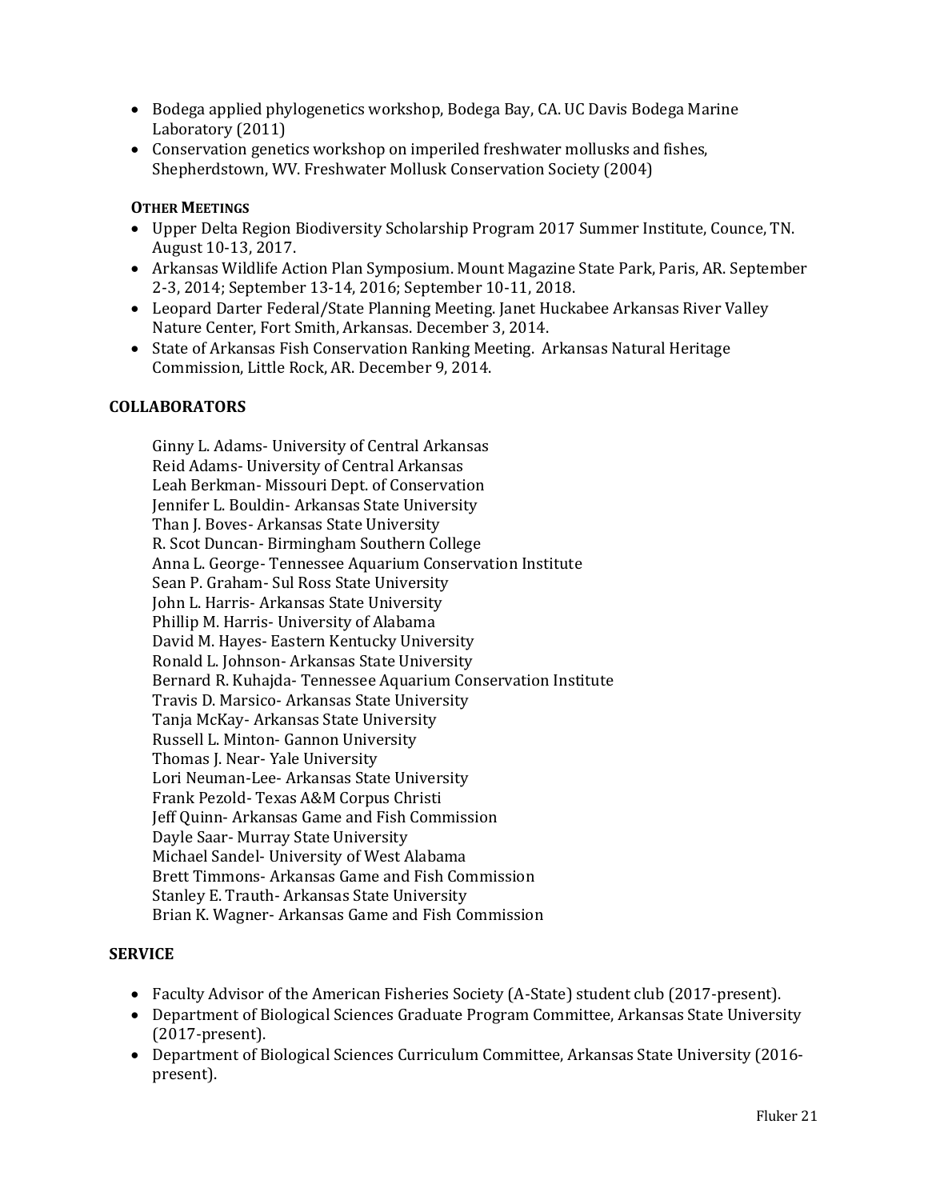- Bodega applied phylogenetics workshop, Bodega Bay, CA. UC Davis Bodega Marine Laboratory (2011)
- Conservation genetics workshop on imperiled freshwater mollusks and fishes, Shepherdstown, WV. Freshwater Mollusk Conservation Society (2004)

**Other Meetings**

- Upper Delta Region Biodiversity Scholarship Program 2017 Summer Institute, Counce, TN. August 10-13, 2017.
- Arkansas Wildlife Action Plan Symposium. Mount Magazine State Park, Paris, AR. September 2-3, 2014; September 13-14, 2016; September 10-11, 2018.
- Leopard Darter Federal/State Planning Meeting. Janet Huckabee Arkansas River Valley Nature Center, Fort Smith, Arkansas. December 3, 2014.
- State of Arkansas Fish Conservation Ranking Meeting. Arkansas Natural Heritage Commission, Little Rock, AR. December 9, 2014.

## COLLABORATORS

Ginny L. Adams- University of Central Arkansas
Reid Adams- University of Central Arkansas
Leah Berkman- Missouri Dept. of Conservation
Jennifer L. Bouldin- Arkansas State University
Than J. Boves- Arkansas State University
R. Scot Duncan- Birmingham Southern College
Anna L. George- Tennessee Aquarium Conservation Institute
Sean P. Graham- Sul Ross State University
John L. Harris- Arkansas State University
Phillip M. Harris- University of Alabama
David M. Hayes- Eastern Kentucky University
Ronald L. Johnson- Arkansas State University
Bernard R. Kuhajda- Tennessee Aquarium Conservation Institute
Travis D. Marsico- Arkansas State University
Tanja McKay- Arkansas State University
Russell L. Minton- Gannon University
Thomas J. Near- Yale University
Lori Neuman-Lee- Arkansas State University
Frank Pezold- Texas A&M Corpus Christi
Jeff Quinn- Arkansas Game and Fish Commission
Dayle Saar- Murray State University
Michael Sandel- University of West Alabama
Brett Timmons- Arkansas Game and Fish Commission
Stanley E. Trauth- Arkansas State University
Brian K. Wagner- Arkansas Game and Fish Commission

## SERVICE

- Faculty Advisor of the American Fisheries Society (A-State) student club (2017-present).
- Department of Biological Sciences Graduate Program Committee, Arkansas State University (2017-present).
- Department of Biological Sciences Curriculum Committee, Arkansas State University (2016-present).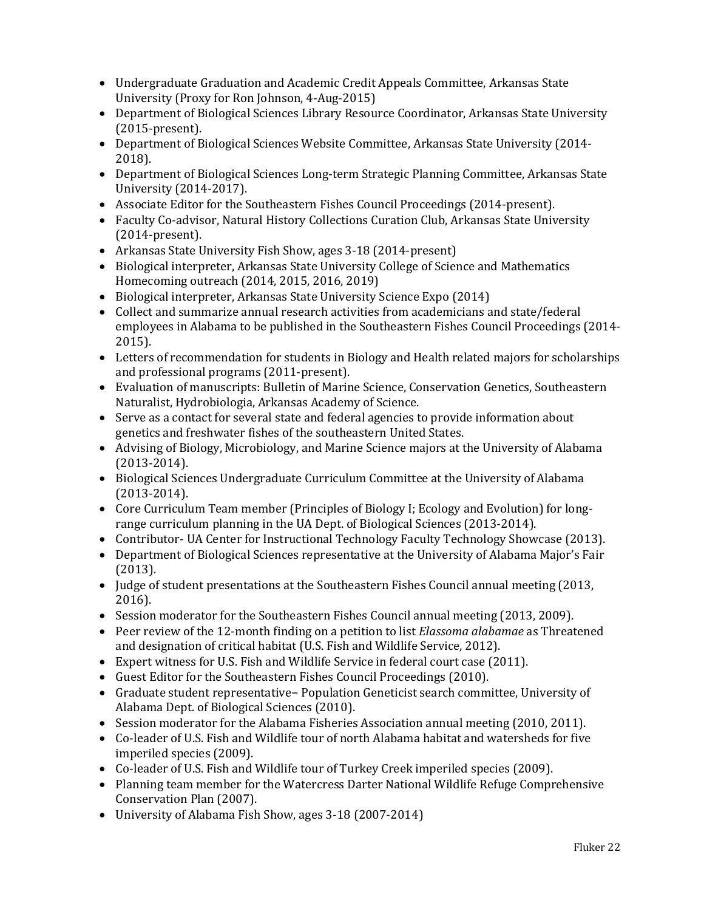- Undergraduate Graduation and Academic Credit Appeals Committee, Arkansas State University (Proxy for Ron Johnson, 4-Aug-2015)
- Department of Biological Sciences Library Resource Coordinator, Arkansas State University (2015-present).
- Department of Biological Sciences Website Committee, Arkansas State University (2014-2018).
- Department of Biological Sciences Long-term Strategic Planning Committee, Arkansas State University (2014-2017).
- Associate Editor for the Southeastern Fishes Council Proceedings (2014-present).
- Faculty Co-advisor, Natural History Collections Curation Club, Arkansas State University (2014-present).
- Arkansas State University Fish Show, ages 3-18 (2014-present)
- Biological interpreter, Arkansas State University College of Science and Mathematics Homecoming outreach (2014, 2015, 2016, 2019)
- Biological interpreter, Arkansas State University Science Expo (2014)
- Collect and summarize annual research activities from academicians and state/federal employees in Alabama to be published in the Southeastern Fishes Council Proceedings (2014-2015).
- Letters of recommendation for students in Biology and Health related majors for scholarships and professional programs (2011-present).
- Evaluation of manuscripts: Bulletin of Marine Science, Conservation Genetics, Southeastern Naturalist, Hydrobiologia, Arkansas Academy of Science.
- Serve as a contact for several state and federal agencies to provide information about genetics and freshwater fishes of the southeastern United States.
- Advising of Biology, Microbiology, and Marine Science majors at the University of Alabama (2013-2014).
- Biological Sciences Undergraduate Curriculum Committee at the University of Alabama (2013-2014).
- Core Curriculum Team member (Principles of Biology I; Ecology and Evolution) for long-range curriculum planning in the UA Dept. of Biological Sciences (2013-2014).
- Contributor- UA Center for Instructional Technology Faculty Technology Showcase (2013).
- Department of Biological Sciences representative at the University of Alabama Major's Fair (2013).
- Judge of student presentations at the Southeastern Fishes Council annual meeting (2013, 2016).
- Session moderator for the Southeastern Fishes Council annual meeting (2013, 2009).
- Peer review of the 12-month finding on a petition to list *Elassoma alabamae* as Threatened and designation of critical habitat (U.S. Fish and Wildlife Service, 2012).
- Expert witness for U.S. Fish and Wildlife Service in federal court case (2011).
- Guest Editor for the Southeastern Fishes Council Proceedings (2010).
- Graduate student representative– Population Geneticist search committee, University of Alabama Dept. of Biological Sciences (2010).
- Session moderator for the Alabama Fisheries Association annual meeting (2010, 2011).
- Co-leader of U.S. Fish and Wildlife tour of north Alabama habitat and watersheds for five imperiled species (2009).
- Co-leader of U.S. Fish and Wildlife tour of Turkey Creek imperiled species (2009).
- Planning team member for the Watercress Darter National Wildlife Refuge Comprehensive Conservation Plan (2007).
- University of Alabama Fish Show, ages 3-18 (2007-2014)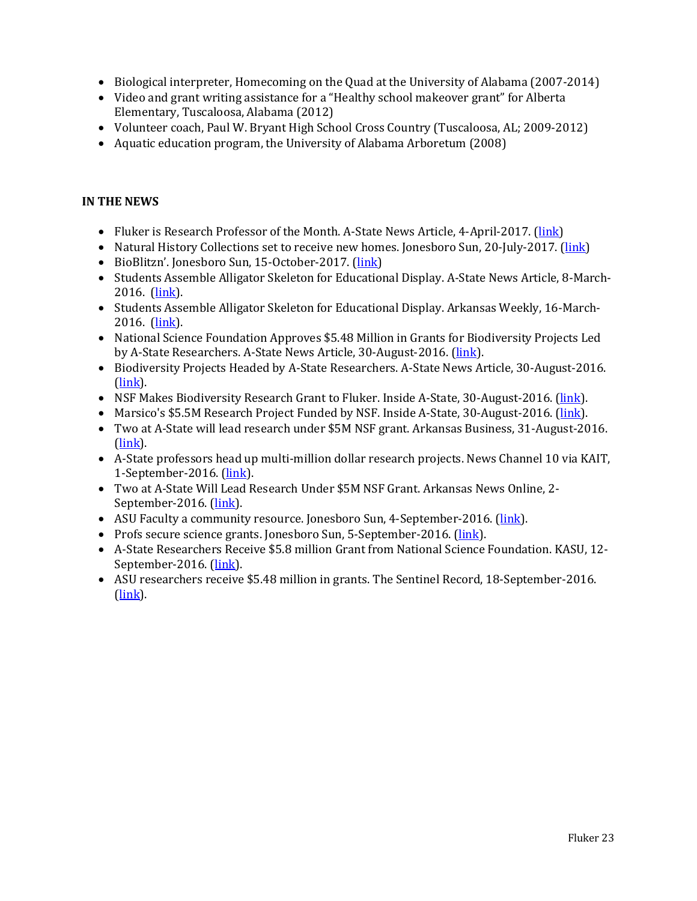- Biological interpreter, Homecoming on the Quad at the University of Alabama (2007-2014)
- Video and grant writing assistance for a "Healthy school makeover grant" for Alberta Elementary, Tuscaloosa, Alabama (2012)
- Volunteer coach, Paul W. Bryant High School Cross Country (Tuscaloosa, AL; 2009-2012)
- Aquatic education program, the University of Alabama Arboretum (2008)

**IN THE NEWS**

- Fluker is Research Professor of the Month. A-State News Article, 4-April-2017. (link)
- Natural History Collections set to receive new homes. Jonesboro Sun, 20-July-2017. (link)
- BioBlitzn'. Jonesboro Sun, 15-October-2017. (link)
- Students Assemble Alligator Skeleton for Educational Display. A-State News Article, 8-March-2016. (link).
- Students Assemble Alligator Skeleton for Educational Display. Arkansas Weekly, 16-March-2016. (link).
- National Science Foundation Approves $5.48 Million in Grants for Biodiversity Projects Led by A-State Researchers. A-State News Article, 30-August-2016. (link).
- Biodiversity Projects Headed by A-State Researchers. A-State News Article, 30-August-2016. (link).
- NSF Makes Biodiversity Research Grant to Fluker. Inside A-State, 30-August-2016. (link).
- Marsico's $5.5M Research Project Funded by NSF. Inside A-State, 30-August-2016. (link).
- Two at A-State will lead research under $5M NSF grant. Arkansas Business, 31-August-2016. (link).
- A-State professors head up multi-million dollar research projects. News Channel 10 via KAIT, 1-September-2016. (link).
- Two at A-State Will Lead Research Under $5M NSF Grant. Arkansas News Online, 2-September-2016. (link).
- ASU Faculty a community resource. Jonesboro Sun, 4-September-2016. (link).
- Profs secure science grants. Jonesboro Sun, 5-September-2016. (link).
- A-State Researchers Receive $5.8 million Grant from National Science Foundation. KASU, 12-September-2016. (link).
- ASU researchers receive $5.48 million in grants. The Sentinel Record, 18-September-2016. (link).